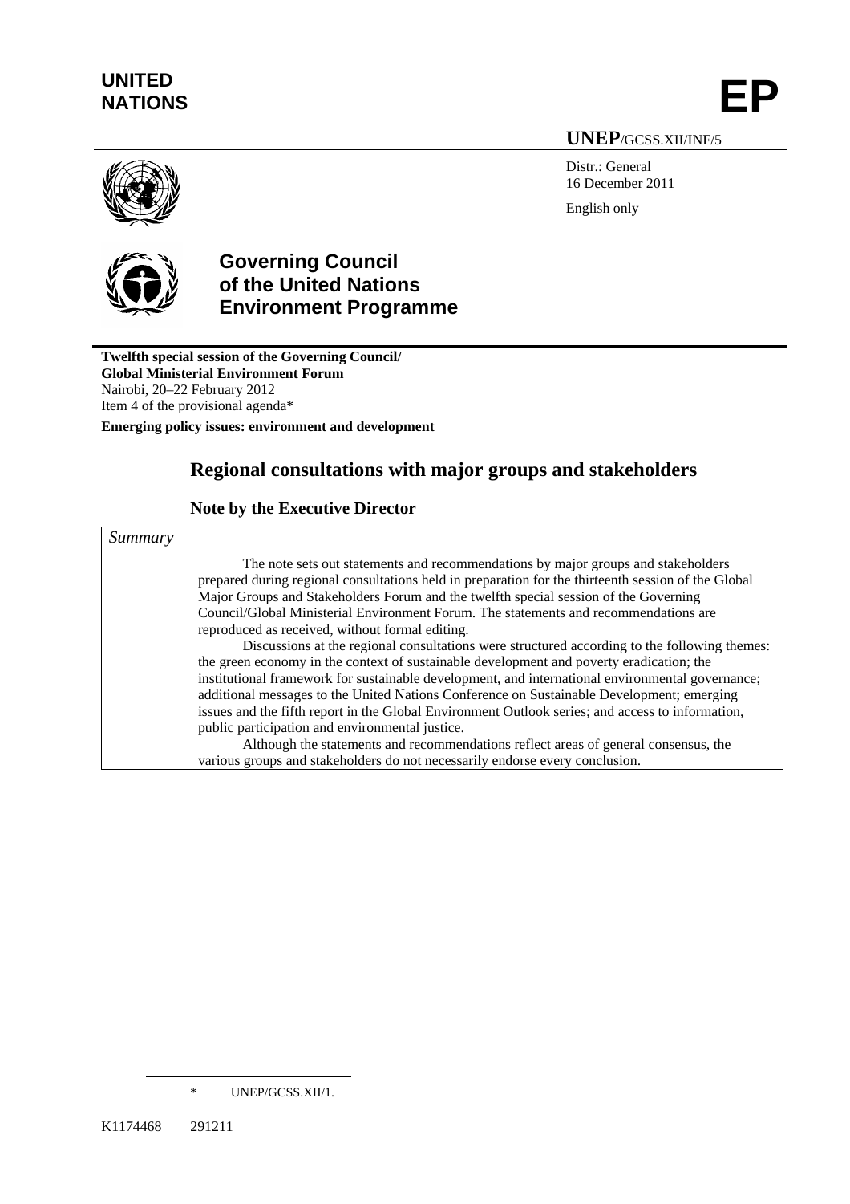**UNITED NATIONS**

# EP

**UNEP**/GCSS.XII/INF/5

Distr.: General
16 December 2011

English only

## Governing Council of the United Nations Environment Programme

**Twelfth special session of the Governing Council/ Global Ministerial Environment Forum**
Nairobi, 20–22 February 2012
Item 4 of the provisional agenda*

**Emerging policy issues: environment and development**

# Regional consultations with major groups and stakeholders

## Note by the Executive Director

*Summary*

The note sets out statements and recommendations by major groups and stakeholders prepared during regional consultations held in preparation for the thirteenth session of the Global Major Groups and Stakeholders Forum and the twelfth special session of the Governing Council/Global Ministerial Environment Forum. The statements and recommendations are reproduced as received, without formal editing.

Discussions at the regional consultations were structured according to the following themes: the green economy in the context of sustainable development and poverty eradication; the institutional framework for sustainable development, and international environmental governance; additional messages to the United Nations Conference on Sustainable Development; emerging issues and the fifth report in the Global Environment Outlook series; and access to information, public participation and environmental justice.

Although the statements and recommendations reflect areas of general consensus, the various groups and stakeholders do not necessarily endorse every conclusion.

---

\* UNEP/GCSS.XII/1.

K1174468 291211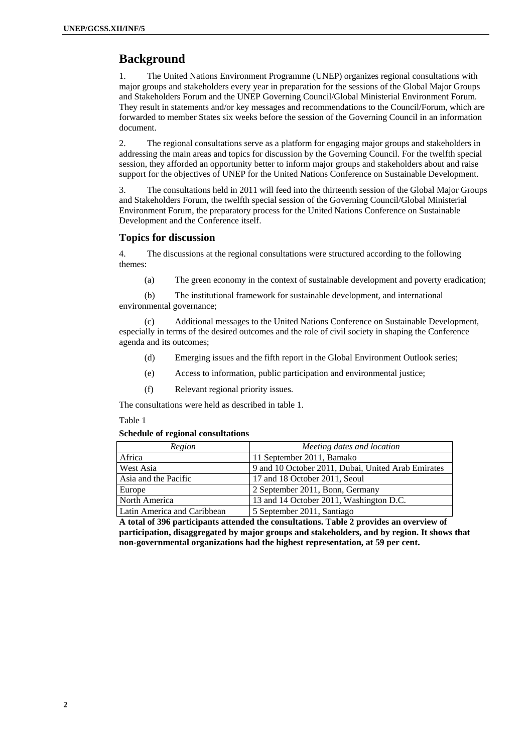# Background

1. The United Nations Environment Programme (UNEP) organizes regional consultations with major groups and stakeholders every year in preparation for the sessions of the Global Major Groups and Stakeholders Forum and the UNEP Governing Council/Global Ministerial Environment Forum. They result in statements and/or key messages and recommendations to the Council/Forum, which are forwarded to member States six weeks before the session of the Governing Council in an information document.

2. The regional consultations serve as a platform for engaging major groups and stakeholders in addressing the main areas and topics for discussion by the Governing Council. For the twelfth special session, they afforded an opportunity better to inform major groups and stakeholders about and raise support for the objectives of UNEP for the United Nations Conference on Sustainable Development.

3. The consultations held in 2011 will feed into the thirteenth session of the Global Major Groups and Stakeholders Forum, the twelfth special session of the Governing Council/Global Ministerial Environment Forum, the preparatory process for the United Nations Conference on Sustainable Development and the Conference itself.

## Topics for discussion

4. The discussions at the regional consultations were structured according to the following themes:

(a) The green economy in the context of sustainable development and poverty eradication;

(b) The institutional framework for sustainable development, and international environmental governance;

(c) Additional messages to the United Nations Conference on Sustainable Development, especially in terms of the desired outcomes and the role of civil society in shaping the Conference agenda and its outcomes;

(d) Emerging issues and the fifth report in the Global Environment Outlook series;

(e) Access to information, public participation and environmental justice;

(f) Relevant regional priority issues.

The consultations were held as described in table 1.

Table 1

**Schedule of regional consultations**

| *Region* | *Meeting dates and location* |
|---|---|
| Africa | 11 September 2011, Bamako |
| West Asia | 9 and 10 October 2011, Dubai, United Arab Emirates |
| Asia and the Pacific | 17 and 18 October 2011, Seoul |
| Europe | 2 September 2011, Bonn, Germany |
| North America | 13 and 14 October 2011, Washington D.C. |
| Latin America and Caribbean | 5 September 2011, Santiago |

**A total of 396 participants attended the consultations. Table 2 provides an overview of participation, disaggregated by major groups and stakeholders, and by region. It shows that non-governmental organizations had the highest representation, at 59 per cent.**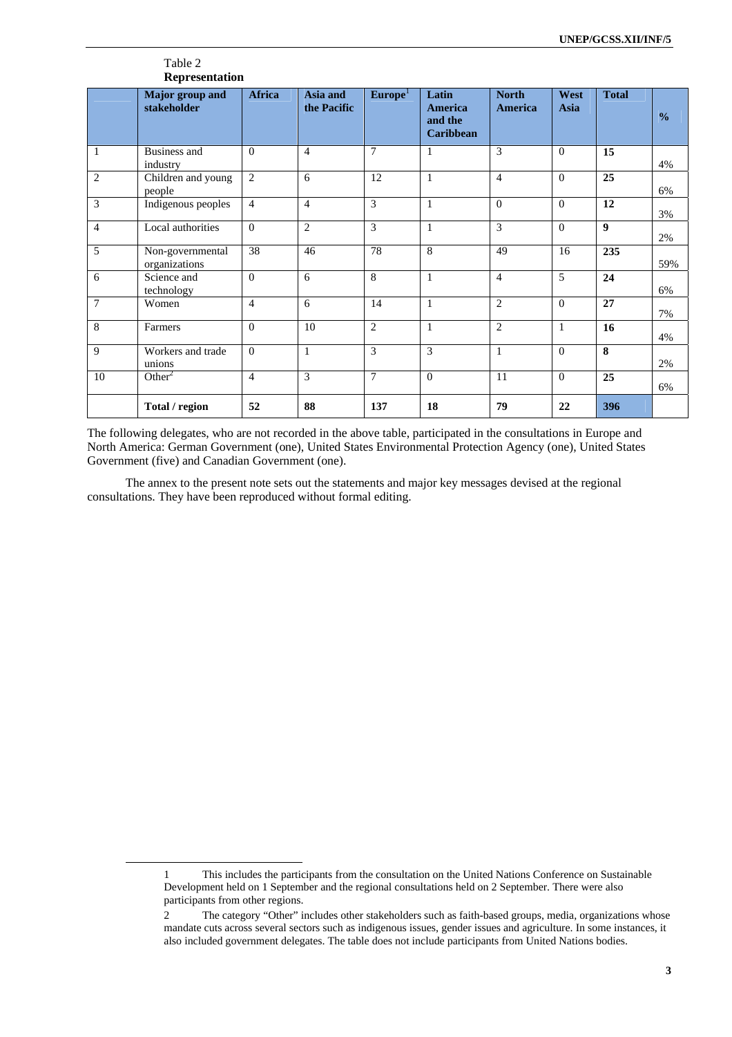Table 2
**Representation**

| | Major group and stakeholder | Africa | Asia and the Pacific | Europe[1] | Latin America and the Caribbean | North America | West Asia | Total | % |
|---|---|---|---|---|---|---|---|---|---|
| 1 | Business and industry | 0 | 4 | 7 | 1 | 3 | 0 | **15** | 4% |
| 2 | Children and young people | 2 | 6 | 12 | 1 | 4 | 0 | **25** | 6% |
| 3 | Indigenous peoples | 4 | 4 | 3 | 1 | 0 | 0 | **12** | 3% |
| 4 | Local authorities | 0 | 2 | 3 | 1 | 3 | 0 | **9** | 2% |
| 5 | Non-governmental organizations | 38 | 46 | 78 | 8 | 49 | 16 | **235** | 59% |
| 6 | Science and technology | 0 | 6 | 8 | 1 | 4 | 5 | **24** | 6% |
| 7 | Women | 4 | 6 | 14 | 1 | 2 | 0 | **27** | 7% |
| 8 | Farmers | 0 | 10 | 2 | 1 | 2 | 1 | **16** | 4% |
| 9 | Workers and trade unions | 0 | 1 | 3 | 3 | 1 | 0 | **8** | 2% |
| 10 | Other[2] | 4 | 3 | 7 | 0 | 11 | 0 | **25** | 6% |
| | **Total / region** | **52** | **88** | **137** | **18** | **79** | **22** | **396** | |

The following delegates, who are not recorded in the above table, participated in the consultations in Europe and North America: German Government (one), United States Environmental Protection Agency (one), United States Government (five) and Canadian Government (one).

The annex to the present note sets out the statements and major key messages devised at the regional consultations. They have been reproduced without formal editing.

---

1 This includes the participants from the consultation on the United Nations Conference on Sustainable Development held on 1 September and the regional consultations held on 2 September. There were also participants from other regions.

2 The category "Other" includes other stakeholders such as faith-based groups, media, organizations whose mandate cuts across several sectors such as indigenous issues, gender issues and agriculture. In some instances, it also included government delegates. The table does not include participants from United Nations bodies.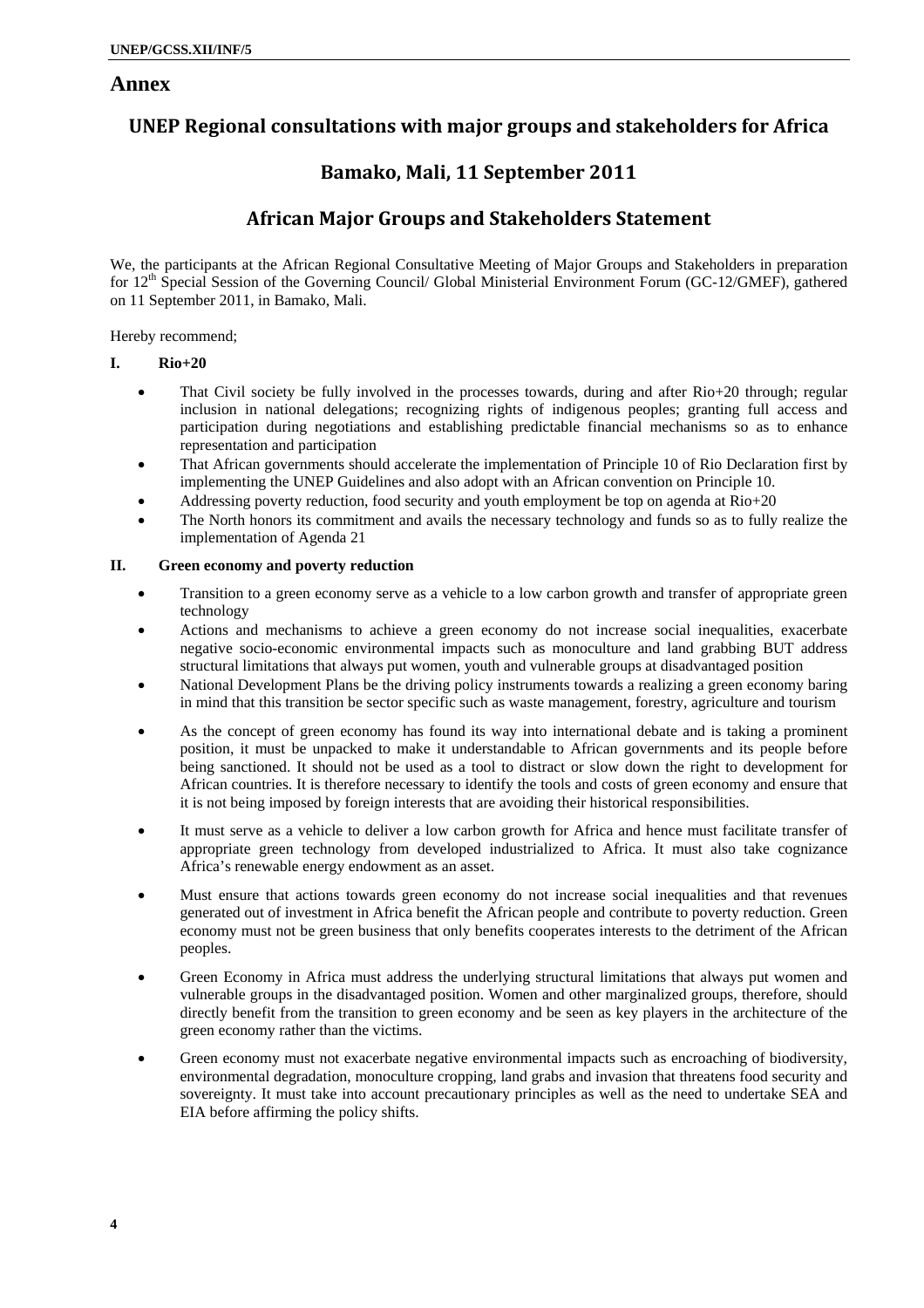# Annex

## UNEP Regional consultations with major groups and stakeholders for Africa

## Bamako, Mali, 11 September 2011

## African Major Groups and Stakeholders Statement

We, the participants at the African Regional Consultative Meeting of Major Groups and Stakeholders in preparation for 12th Special Session of the Governing Council/ Global Ministerial Environment Forum (GC-12/GMEF), gathered on 11 September 2011, in Bamako, Mali.

Hereby recommend;

**I. Rio+20**

- That Civil society be fully involved in the processes towards, during and after Rio+20 through; regular inclusion in national delegations; recognizing rights of indigenous peoples; granting full access and participation during negotiations and establishing predictable financial mechanisms so as to enhance representation and participation
- That African governments should accelerate the implementation of Principle 10 of Rio Declaration first by implementing the UNEP Guidelines and also adopt with an African convention on Principle 10.
- Addressing poverty reduction, food security and youth employment be top on agenda at Rio+20
- The North honors its commitment and avails the necessary technology and funds so as to fully realize the implementation of Agenda 21

**II. Green economy and poverty reduction**

- Transition to a green economy serve as a vehicle to a low carbon growth and transfer of appropriate green technology
- Actions and mechanisms to achieve a green economy do not increase social inequalities, exacerbate negative socio-economic environmental impacts such as monoculture and land grabbing BUT address structural limitations that always put women, youth and vulnerable groups at disadvantaged position
- National Development Plans be the driving policy instruments towards a realizing a green economy baring in mind that this transition be sector specific such as waste management, forestry, agriculture and tourism
- As the concept of green economy has found its way into international debate and is taking a prominent position, it must be unpacked to make it understandable to African governments and its people before being sanctioned. It should not be used as a tool to distract or slow down the right to development for African countries. It is therefore necessary to identify the tools and costs of green economy and ensure that it is not being imposed by foreign interests that are avoiding their historical responsibilities.
- It must serve as a vehicle to deliver a low carbon growth for Africa and hence must facilitate transfer of appropriate green technology from developed industrialized to Africa. It must also take cognizance Africa's renewable energy endowment as an asset.
- Must ensure that actions towards green economy do not increase social inequalities and that revenues generated out of investment in Africa benefit the African people and contribute to poverty reduction. Green economy must not be green business that only benefits cooperates interests to the detriment of the African peoples.
- Green Economy in Africa must address the underlying structural limitations that always put women and vulnerable groups in the disadvantaged position. Women and other marginalized groups, therefore, should directly benefit from the transition to green economy and be seen as key players in the architecture of the green economy rather than the victims.
- Green economy must not exacerbate negative environmental impacts such as encroaching of biodiversity, environmental degradation, monoculture cropping, land grabs and invasion that threatens food security and sovereignty. It must take into account precautionary principles as well as the need to undertake SEA and EIA before affirming the policy shifts.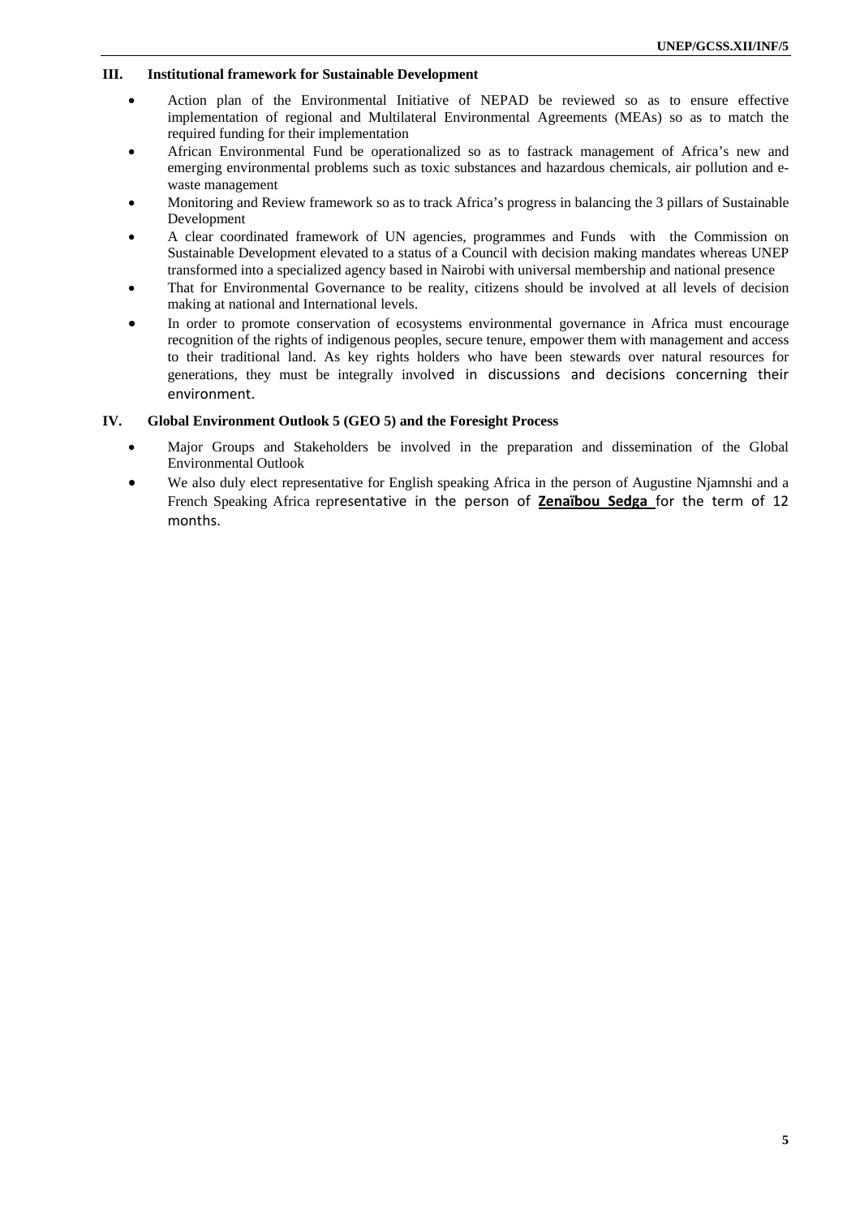## III. Institutional framework for Sustainable Development

- Action plan of the Environmental Initiative of NEPAD be reviewed so as to ensure effective implementation of regional and Multilateral Environmental Agreements (MEAs) so as to match the required funding for their implementation
- African Environmental Fund be operationalized so as to fastrack management of Africa's new and emerging environmental problems such as toxic substances and hazardous chemicals, air pollution and e-waste management
- Monitoring and Review framework so as to track Africa's progress in balancing the 3 pillars of Sustainable Development
- A clear coordinated framework of UN agencies, programmes and Funds with the Commission on Sustainable Development elevated to a status of a Council with decision making mandates whereas UNEP transformed into a specialized agency based in Nairobi with universal membership and national presence
- That for Environmental Governance to be reality, citizens should be involved at all levels of decision making at national and International levels.
- In order to promote conservation of ecosystems environmental governance in Africa must encourage recognition of the rights of indigenous peoples, secure tenure, empower them with management and access to their traditional land. As key rights holders who have been stewards over natural resources for generations, they must be integrally involved in discussions and decisions concerning their environment.

## IV. Global Environment Outlook 5 (GEO 5) and the Foresight Process

- Major Groups and Stakeholders be involved in the preparation and dissemination of the Global Environmental Outlook
- We also duly elect representative for English speaking Africa in the person of Augustine Njamnshi and a French Speaking Africa representative in the person of **Zenaïbou Sedga** for the term of 12 months.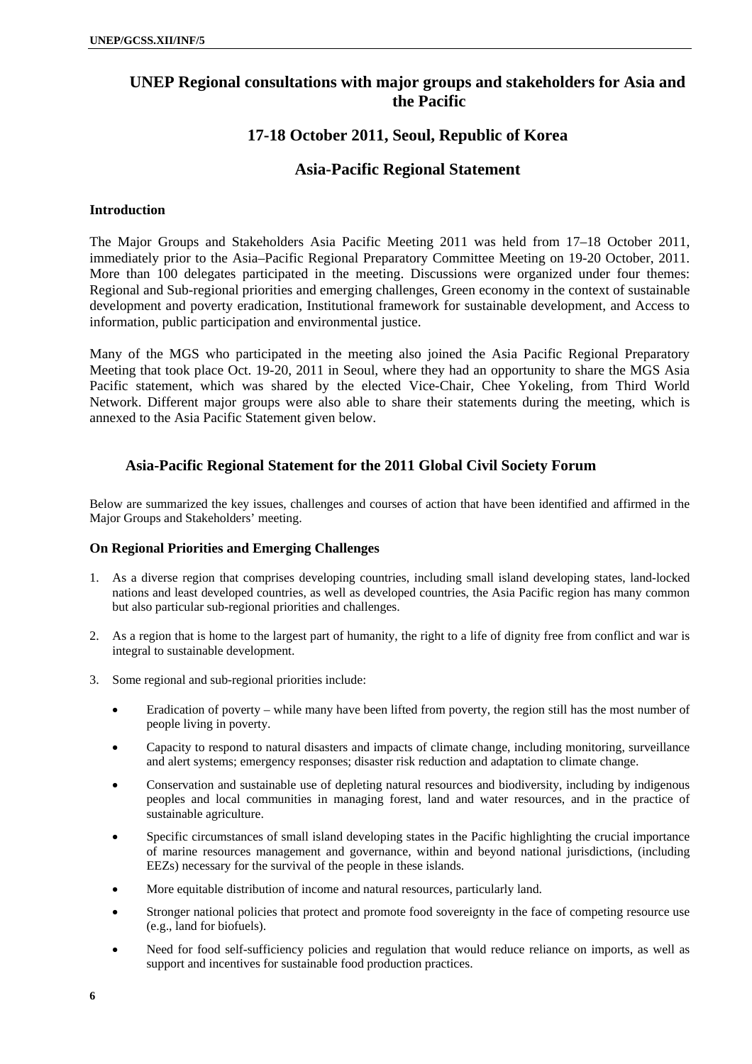## UNEP Regional consultations with major groups and stakeholders for Asia and the Pacific

## 17-18 October 2011, Seoul, Republic of Korea

## Asia-Pacific Regional Statement

### Introduction

The Major Groups and Stakeholders Asia Pacific Meeting 2011 was held from 17–18 October 2011, immediately prior to the Asia–Pacific Regional Preparatory Committee Meeting on 19-20 October, 2011. More than 100 delegates participated in the meeting. Discussions were organized under four themes: Regional and Sub-regional priorities and emerging challenges, Green economy in the context of sustainable development and poverty eradication, Institutional framework for sustainable development, and Access to information, public participation and environmental justice.

Many of the MGS who participated in the meeting also joined the Asia Pacific Regional Preparatory Meeting that took place Oct. 19-20, 2011 in Seoul, where they had an opportunity to share the MGS Asia Pacific statement, which was shared by the elected Vice-Chair, Chee Yokeling, from Third World Network. Different major groups were also able to share their statements during the meeting, which is annexed to the Asia Pacific Statement given below.

## Asia-Pacific Regional Statement for the 2011 Global Civil Society Forum

Below are summarized the key issues, challenges and courses of action that have been identified and affirmed in the Major Groups and Stakeholders' meeting.

### On Regional Priorities and Emerging Challenges

1. As a diverse region that comprises developing countries, including small island developing states, land-locked nations and least developed countries, as well as developed countries, the Asia Pacific region has many common but also particular sub-regional priorities and challenges.

2. As a region that is home to the largest part of humanity, the right to a life of dignity free from conflict and war is integral to sustainable development.

3. Some regional and sub-regional priorities include:

   - Eradication of poverty – while many have been lifted from poverty, the region still has the most number of people living in poverty.
   - Capacity to respond to natural disasters and impacts of climate change, including monitoring, surveillance and alert systems; emergency responses; disaster risk reduction and adaptation to climate change.
   - Conservation and sustainable use of depleting natural resources and biodiversity, including by indigenous peoples and local communities in managing forest, land and water resources, and in the practice of sustainable agriculture.
   - Specific circumstances of small island developing states in the Pacific highlighting the crucial importance of marine resources management and governance, within and beyond national jurisdictions, (including EEZs) necessary for the survival of the people in these islands.
   - More equitable distribution of income and natural resources, particularly land.
   - Stronger national policies that protect and promote food sovereignty in the face of competing resource use (e.g., land for biofuels).
   - Need for food self-sufficiency policies and regulation that would reduce reliance on imports, as well as support and incentives for sustainable food production practices.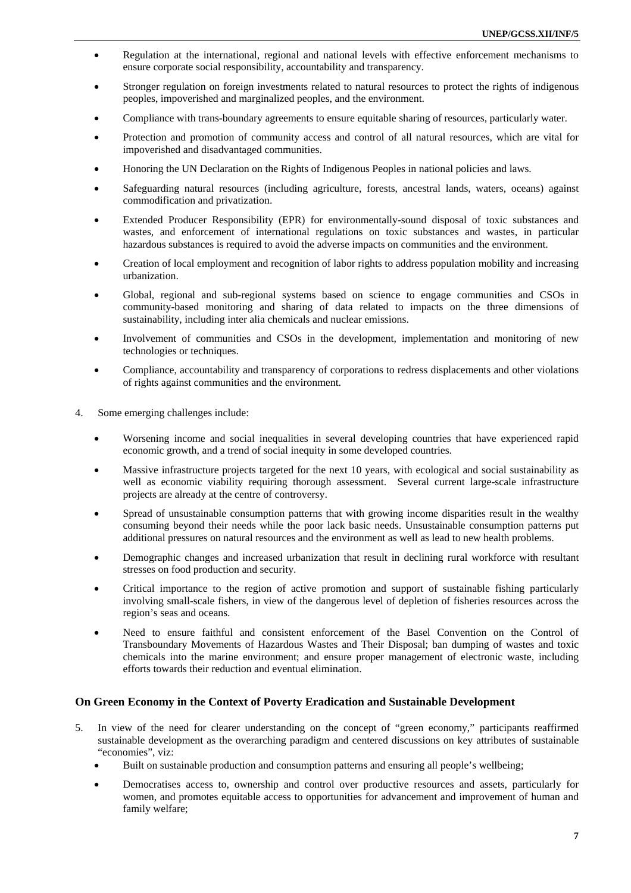- Regulation at the international, regional and national levels with effective enforcement mechanisms to ensure corporate social responsibility, accountability and transparency.
- Stronger regulation on foreign investments related to natural resources to protect the rights of indigenous peoples, impoverished and marginalized peoples, and the environment.
- Compliance with trans-boundary agreements to ensure equitable sharing of resources, particularly water.
- Protection and promotion of community access and control of all natural resources, which are vital for impoverished and disadvantaged communities.
- Honoring the UN Declaration on the Rights of Indigenous Peoples in national policies and laws.
- Safeguarding natural resources (including agriculture, forests, ancestral lands, waters, oceans) against commodification and privatization.
- Extended Producer Responsibility (EPR) for environmentally-sound disposal of toxic substances and wastes, and enforcement of international regulations on toxic substances and wastes, in particular hazardous substances is required to avoid the adverse impacts on communities and the environment.
- Creation of local employment and recognition of labor rights to address population mobility and increasing urbanization.
- Global, regional and sub-regional systems based on science to engage communities and CSOs in community-based monitoring and sharing of data related to impacts on the three dimensions of sustainability, including inter alia chemicals and nuclear emissions.
- Involvement of communities and CSOs in the development, implementation and monitoring of new technologies or techniques.
- Compliance, accountability and transparency of corporations to redress displacements and other violations of rights against communities and the environment.

4. Some emerging challenges include:

   - Worsening income and social inequalities in several developing countries that have experienced rapid economic growth, and a trend of social inequity in some developed countries.
   - Massive infrastructure projects targeted for the next 10 years, with ecological and social sustainability as well as economic viability requiring thorough assessment. Several current large-scale infrastructure projects are already at the centre of controversy.
   - Spread of unsustainable consumption patterns that with growing income disparities result in the wealthy consuming beyond their needs while the poor lack basic needs. Unsustainable consumption patterns put additional pressures on natural resources and the environment as well as lead to new health problems.
   - Demographic changes and increased urbanization that result in declining rural workforce with resultant stresses on food production and security.
   - Critical importance to the region of active promotion and support of sustainable fishing particularly involving small-scale fishers, in view of the dangerous level of depletion of fisheries resources across the region's seas and oceans.
   - Need to ensure faithful and consistent enforcement of the Basel Convention on the Control of Transboundary Movements of Hazardous Wastes and Their Disposal; ban dumping of wastes and toxic chemicals into the marine environment; and ensure proper management of electronic waste, including efforts towards their reduction and eventual elimination.

### On Green Economy in the Context of Poverty Eradication and Sustainable Development

5. In view of the need for clearer understanding on the concept of "green economy," participants reaffirmed sustainable development as the overarching paradigm and centered discussions on key attributes of sustainable "economies", viz:

   - Built on sustainable production and consumption patterns and ensuring all people's wellbeing;
   - Democratises access to, ownership and control over productive resources and assets, particularly for women, and promotes equitable access to opportunities for advancement and improvement of human and family welfare;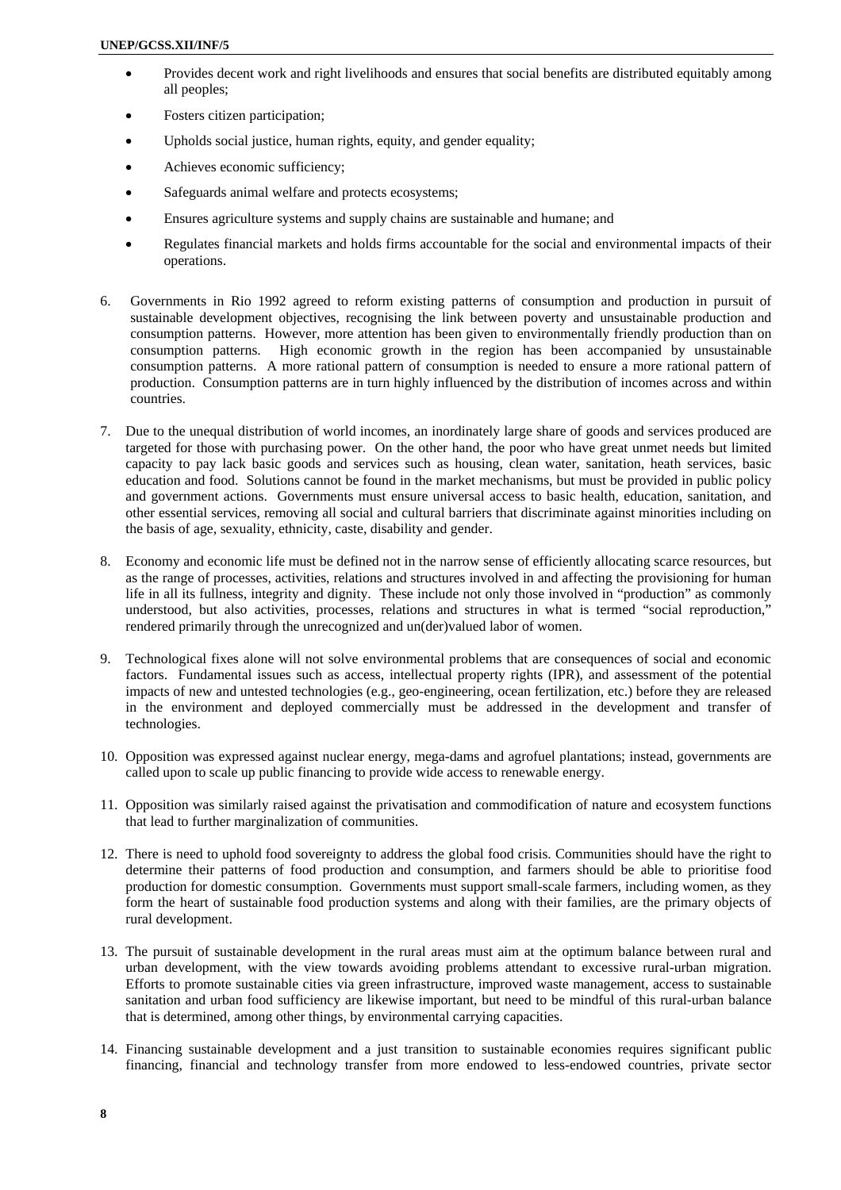- Provides decent work and right livelihoods and ensures that social benefits are distributed equitably among all peoples;
- Fosters citizen participation;
- Upholds social justice, human rights, equity, and gender equality;
- Achieves economic sufficiency;
- Safeguards animal welfare and protects ecosystems;
- Ensures agriculture systems and supply chains are sustainable and humane; and
- Regulates financial markets and holds firms accountable for the social and environmental impacts of their operations.

6. Governments in Rio 1992 agreed to reform existing patterns of consumption and production in pursuit of sustainable development objectives, recognising the link between poverty and unsustainable production and consumption patterns. However, more attention has been given to environmentally friendly production than on consumption patterns. High economic growth in the region has been accompanied by unsustainable consumption patterns. A more rational pattern of consumption is needed to ensure a more rational pattern of production. Consumption patterns are in turn highly influenced by the distribution of incomes across and within countries.

7. Due to the unequal distribution of world incomes, an inordinately large share of goods and services produced are targeted for those with purchasing power. On the other hand, the poor who have great unmet needs but limited capacity to pay lack basic goods and services such as housing, clean water, sanitation, heath services, basic education and food. Solutions cannot be found in the market mechanisms, but must be provided in public policy and government actions. Governments must ensure universal access to basic health, education, sanitation, and other essential services, removing all social and cultural barriers that discriminate against minorities including on the basis of age, sexuality, ethnicity, caste, disability and gender.

8. Economy and economic life must be defined not in the narrow sense of efficiently allocating scarce resources, but as the range of processes, activities, relations and structures involved in and affecting the provisioning for human life in all its fullness, integrity and dignity. These include not only those involved in "production" as commonly understood, but also activities, processes, relations and structures in what is termed "social reproduction," rendered primarily through the unrecognized and un(der)valued labor of women.

9. Technological fixes alone will not solve environmental problems that are consequences of social and economic factors. Fundamental issues such as access, intellectual property rights (IPR), and assessment of the potential impacts of new and untested technologies (e.g., geo-engineering, ocean fertilization, etc.) before they are released in the environment and deployed commercially must be addressed in the development and transfer of technologies.

10. Opposition was expressed against nuclear energy, mega-dams and agrofuel plantations; instead, governments are called upon to scale up public financing to provide wide access to renewable energy.

11. Opposition was similarly raised against the privatisation and commodification of nature and ecosystem functions that lead to further marginalization of communities.

12. There is need to uphold food sovereignty to address the global food crisis. Communities should have the right to determine their patterns of food production and consumption, and farmers should be able to prioritise food production for domestic consumption. Governments must support small-scale farmers, including women, as they form the heart of sustainable food production systems and along with their families, are the primary objects of rural development.

13. The pursuit of sustainable development in the rural areas must aim at the optimum balance between rural and urban development, with the view towards avoiding problems attendant to excessive rural-urban migration. Efforts to promote sustainable cities via green infrastructure, improved waste management, access to sustainable sanitation and urban food sufficiency are likewise important, but need to be mindful of this rural-urban balance that is determined, among other things, by environmental carrying capacities.

14. Financing sustainable development and a just transition to sustainable economies requires significant public financing, financial and technology transfer from more endowed to less-endowed countries, private sector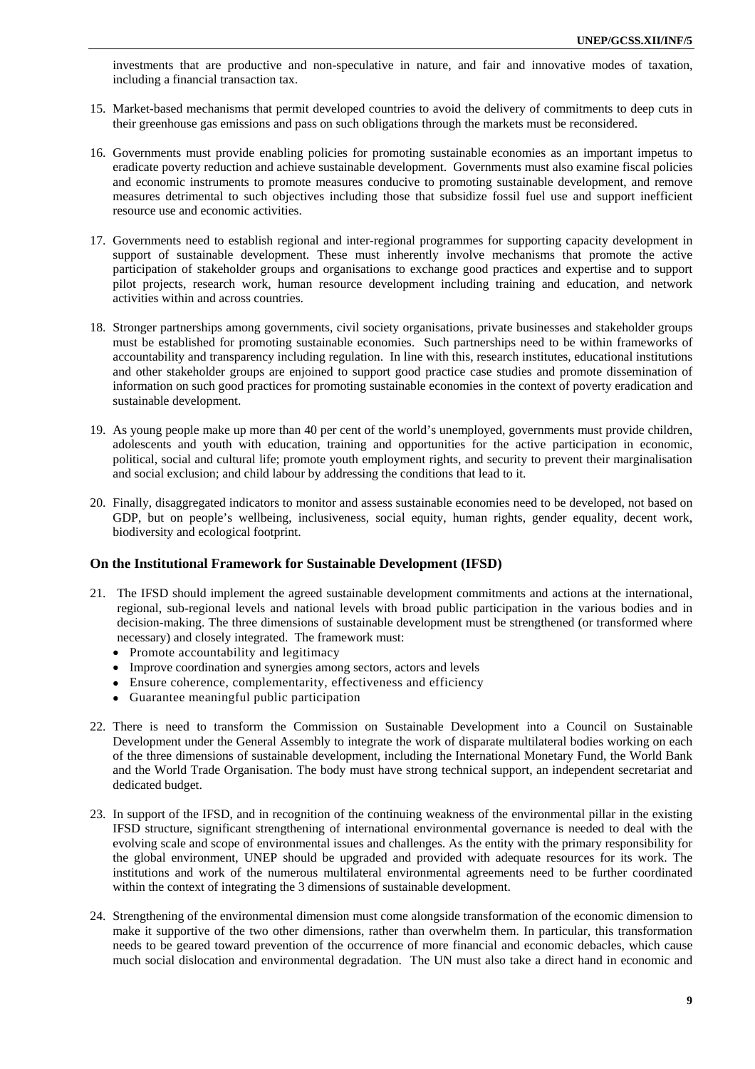investments that are productive and non-speculative in nature, and fair and innovative modes of taxation, including a financial transaction tax.

15. Market-based mechanisms that permit developed countries to avoid the delivery of commitments to deep cuts in their greenhouse gas emissions and pass on such obligations through the markets must be reconsidered.

16. Governments must provide enabling policies for promoting sustainable economies as an important impetus to eradicate poverty reduction and achieve sustainable development. Governments must also examine fiscal policies and economic instruments to promote measures conducive to promoting sustainable development, and remove measures detrimental to such objectives including those that subsidize fossil fuel use and support inefficient resource use and economic activities.

17. Governments need to establish regional and inter-regional programmes for supporting capacity development in support of sustainable development. These must inherently involve mechanisms that promote the active participation of stakeholder groups and organisations to exchange good practices and expertise and to support pilot projects, research work, human resource development including training and education, and network activities within and across countries.

18. Stronger partnerships among governments, civil society organisations, private businesses and stakeholder groups must be established for promoting sustainable economies. Such partnerships need to be within frameworks of accountability and transparency including regulation. In line with this, research institutes, educational institutions and other stakeholder groups are enjoined to support good practice case studies and promote dissemination of information on such good practices for promoting sustainable economies in the context of poverty eradication and sustainable development.

19. As young people make up more than 40 per cent of the world's unemployed, governments must provide children, adolescents and youth with education, training and opportunities for the active participation in economic, political, social and cultural life; promote youth employment rights, and security to prevent their marginalisation and social exclusion; and child labour by addressing the conditions that lead to it.

20. Finally, disaggregated indicators to monitor and assess sustainable economies need to be developed, not based on GDP, but on people's wellbeing, inclusiveness, social equity, human rights, gender equality, decent work, biodiversity and ecological footprint.

### On the Institutional Framework for Sustainable Development (IFSD)

21. The IFSD should implement the agreed sustainable development commitments and actions at the international, regional, sub-regional levels and national levels with broad public participation in the various bodies and in decision-making. The three dimensions of sustainable development must be strengthened (or transformed where necessary) and closely integrated. The framework must:
    - Promote accountability and legitimacy
    - Improve coordination and synergies among sectors, actors and levels
    - Ensure coherence, complementarity, effectiveness and efficiency
    - Guarantee meaningful public participation

22. There is need to transform the Commission on Sustainable Development into a Council on Sustainable Development under the General Assembly to integrate the work of disparate multilateral bodies working on each of the three dimensions of sustainable development, including the International Monetary Fund, the World Bank and the World Trade Organisation. The body must have strong technical support, an independent secretariat and dedicated budget.

23. In support of the IFSD, and in recognition of the continuing weakness of the environmental pillar in the existing IFSD structure, significant strengthening of international environmental governance is needed to deal with the evolving scale and scope of environmental issues and challenges. As the entity with the primary responsibility for the global environment, UNEP should be upgraded and provided with adequate resources for its work. The institutions and work of the numerous multilateral environmental agreements need to be further coordinated within the context of integrating the 3 dimensions of sustainable development.

24. Strengthening of the environmental dimension must come alongside transformation of the economic dimension to make it supportive of the two other dimensions, rather than overwhelm them. In particular, this transformation needs to be geared toward prevention of the occurrence of more financial and economic debacles, which cause much social dislocation and environmental degradation. The UN must also take a direct hand in economic and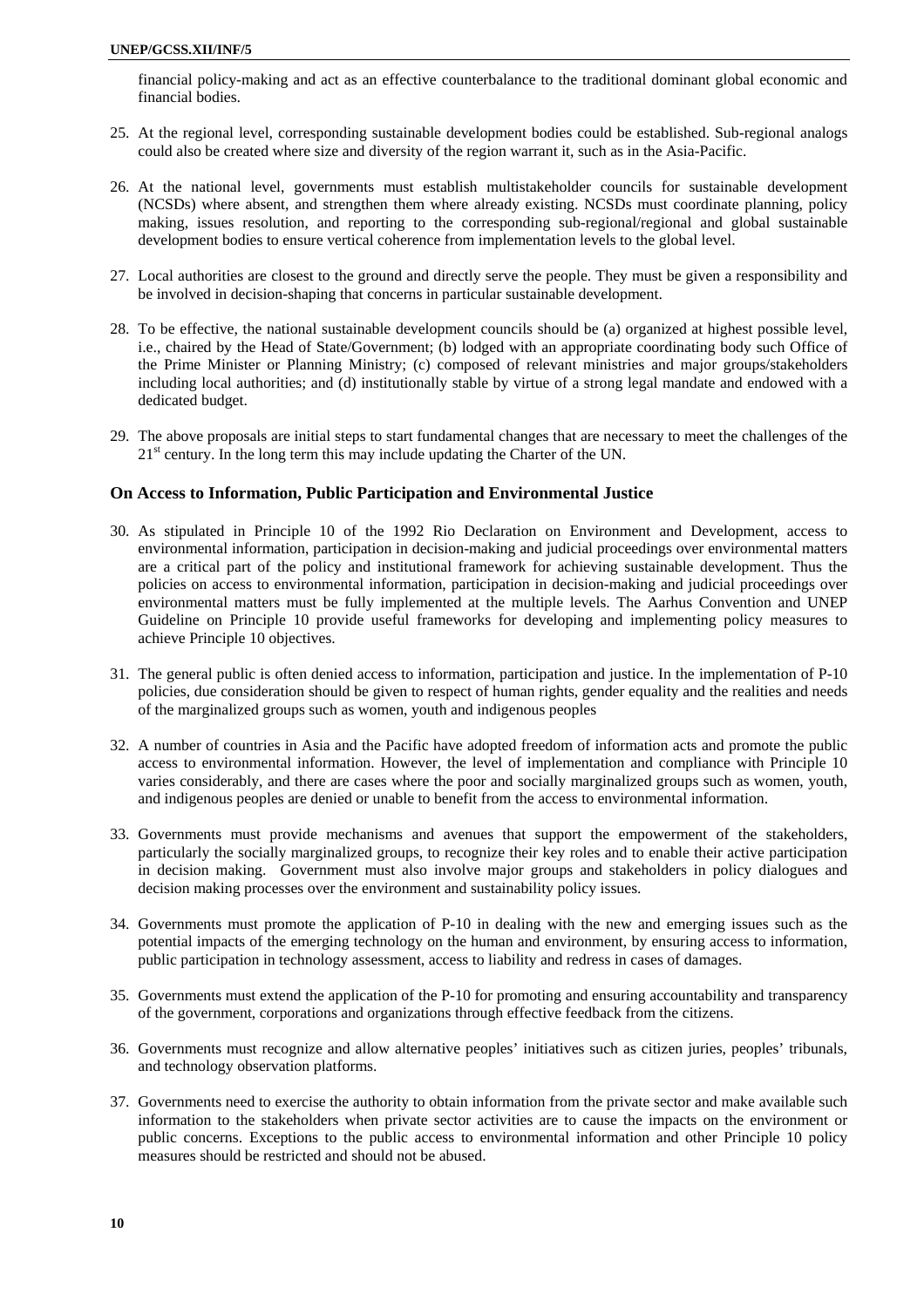financial policy-making and act as an effective counterbalance to the traditional dominant global economic and financial bodies.

25. At the regional level, corresponding sustainable development bodies could be established. Sub-regional analogs could also be created where size and diversity of the region warrant it, such as in the Asia-Pacific.

26. At the national level, governments must establish multistakeholder councils for sustainable development (NCSDs) where absent, and strengthen them where already existing. NCSDs must coordinate planning, policy making, issues resolution, and reporting to the corresponding sub-regional/regional and global sustainable development bodies to ensure vertical coherence from implementation levels to the global level.

27. Local authorities are closest to the ground and directly serve the people. They must be given a responsibility and be involved in decision-shaping that concerns in particular sustainable development.

28. To be effective, the national sustainable development councils should be (a) organized at highest possible level, i.e., chaired by the Head of State/Government; (b) lodged with an appropriate coordinating body such Office of the Prime Minister or Planning Ministry; (c) composed of relevant ministries and major groups/stakeholders including local authorities; and (d) institutionally stable by virtue of a strong legal mandate and endowed with a dedicated budget.

29. The above proposals are initial steps to start fundamental changes that are necessary to meet the challenges of the 21st century. In the long term this may include updating the Charter of the UN.

## On Access to Information, Public Participation and Environmental Justice

30. As stipulated in Principle 10 of the 1992 Rio Declaration on Environment and Development, access to environmental information, participation in decision-making and judicial proceedings over environmental matters are a critical part of the policy and institutional framework for achieving sustainable development. Thus the policies on access to environmental information, participation in decision-making and judicial proceedings over environmental matters must be fully implemented at the multiple levels. The Aarhus Convention and UNEP Guideline on Principle 10 provide useful frameworks for developing and implementing policy measures to achieve Principle 10 objectives.

31. The general public is often denied access to information, participation and justice. In the implementation of P-10 policies, due consideration should be given to respect of human rights, gender equality and the realities and needs of the marginalized groups such as women, youth and indigenous peoples

32. A number of countries in Asia and the Pacific have adopted freedom of information acts and promote the public access to environmental information. However, the level of implementation and compliance with Principle 10 varies considerably, and there are cases where the poor and socially marginalized groups such as women, youth, and indigenous peoples are denied or unable to benefit from the access to environmental information.

33. Governments must provide mechanisms and avenues that support the empowerment of the stakeholders, particularly the socially marginalized groups, to recognize their key roles and to enable their active participation in decision making. Government must also involve major groups and stakeholders in policy dialogues and decision making processes over the environment and sustainability policy issues.

34. Governments must promote the application of P-10 in dealing with the new and emerging issues such as the potential impacts of the emerging technology on the human and environment, by ensuring access to information, public participation in technology assessment, access to liability and redress in cases of damages.

35. Governments must extend the application of the P-10 for promoting and ensuring accountability and transparency of the government, corporations and organizations through effective feedback from the citizens.

36. Governments must recognize and allow alternative peoples' initiatives such as citizen juries, peoples' tribunals, and technology observation platforms.

37. Governments need to exercise the authority to obtain information from the private sector and make available such information to the stakeholders when private sector activities are to cause the impacts on the environment or public concerns. Exceptions to the public access to environmental information and other Principle 10 policy measures should be restricted and should not be abused.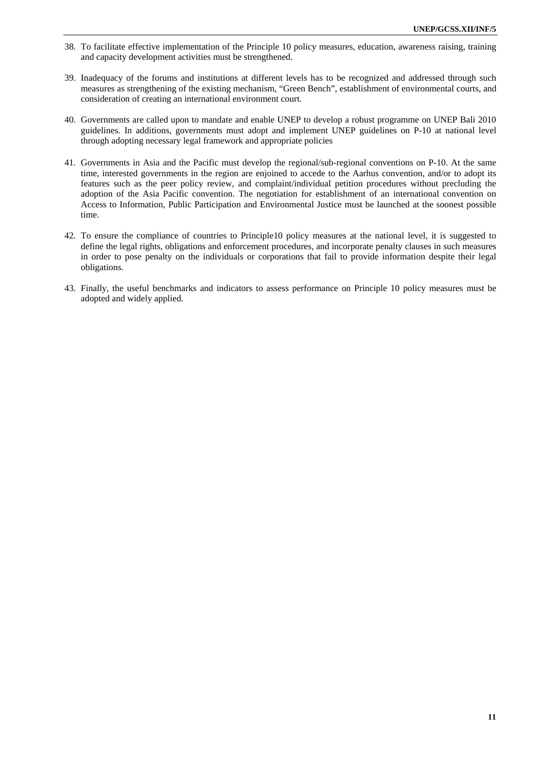38. To facilitate effective implementation of the Principle 10 policy measures, education, awareness raising, training and capacity development activities must be strengthened.

39. Inadequacy of the forums and institutions at different levels has to be recognized and addressed through such measures as strengthening of the existing mechanism, "Green Bench", establishment of environmental courts, and consideration of creating an international environment court.

40. Governments are called upon to mandate and enable UNEP to develop a robust programme on UNEP Bali 2010 guidelines. In additions, governments must adopt and implement UNEP guidelines on P-10 at national level through adopting necessary legal framework and appropriate policies

41. Governments in Asia and the Pacific must develop the regional/sub-regional conventions on P-10. At the same time, interested governments in the region are enjoined to accede to the Aarhus convention, and/or to adopt its features such as the peer policy review, and complaint/individual petition procedures without precluding the adoption of the Asia Pacific convention. The negotiation for establishment of an international convention on Access to Information, Public Participation and Environmental Justice must be launched at the soonest possible time.

42. To ensure the compliance of countries to Principle10 policy measures at the national level, it is suggested to define the legal rights, obligations and enforcement procedures, and incorporate penalty clauses in such measures in order to pose penalty on the individuals or corporations that fail to provide information despite their legal obligations.

43. Finally, the useful benchmarks and indicators to assess performance on Principle 10 policy measures must be adopted and widely applied.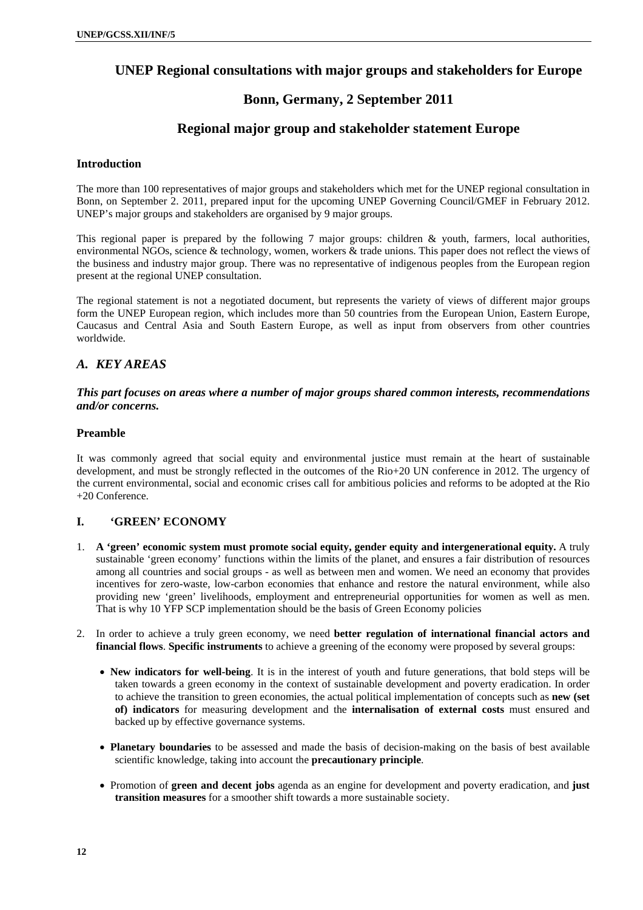# UNEP Regional consultations with major groups and stakeholders for Europe

## Bonn, Germany, 2 September 2011

## Regional major group and stakeholder statement Europe

### Introduction

The more than 100 representatives of major groups and stakeholders which met for the UNEP regional consultation in Bonn, on September 2. 2011, prepared input for the upcoming UNEP Governing Council/GMEF in February 2012. UNEP's major groups and stakeholders are organised by 9 major groups.

This regional paper is prepared by the following 7 major groups: children & youth, farmers, local authorities, environmental NGOs, science & technology, women, workers & trade unions. This paper does not reflect the views of the business and industry major group. There was no representative of indigenous peoples from the European region present at the regional UNEP consultation.

The regional statement is not a negotiated document, but represents the variety of views of different major groups form the UNEP European region, which includes more than 50 countries from the European Union, Eastern Europe, Caucasus and Central Asia and South Eastern Europe, as well as input from observers from other countries worldwide.

## *A. KEY AREAS*

***This part focuses on areas where a number of major groups shared common interests, recommendations and/or concerns.***

### Preamble

It was commonly agreed that social equity and environmental justice must remain at the heart of sustainable development, and must be strongly reflected in the outcomes of the Rio+20 UN conference in 2012. The urgency of the current environmental, social and economic crises call for ambitious policies and reforms to be adopted at the Rio +20 Conference.

### I. 'GREEN' ECONOMY

1. **A 'green' economic system must promote social equity, gender equity and intergenerational equity.** A truly sustainable 'green economy' functions within the limits of the planet, and ensures a fair distribution of resources among all countries and social groups - as well as between men and women. We need an economy that provides incentives for zero-waste, low-carbon economies that enhance and restore the natural environment, while also providing new 'green' livelihoods, employment and entrepreneurial opportunities for women as well as men. That is why 10 YFP SCP implementation should be the basis of Green Economy policies

2. In order to achieve a truly green economy, we need **better regulation of international financial actors and financial flows**. **Specific instruments** to achieve a greening of the economy were proposed by several groups:

   - **New indicators for well-being**. It is in the interest of youth and future generations, that bold steps will be taken towards a green economy in the context of sustainable development and poverty eradication. In order to achieve the transition to green economies, the actual political implementation of concepts such as **new (set of) indicators** for measuring development and the **internalisation of external costs** must ensured and backed up by effective governance systems.

   - **Planetary boundaries** to be assessed and made the basis of decision-making on the basis of best available scientific knowledge, taking into account the **precautionary principle**.

   - Promotion of **green and decent jobs** agenda as an engine for development and poverty eradication, and **just transition measures** for a smoother shift towards a more sustainable society.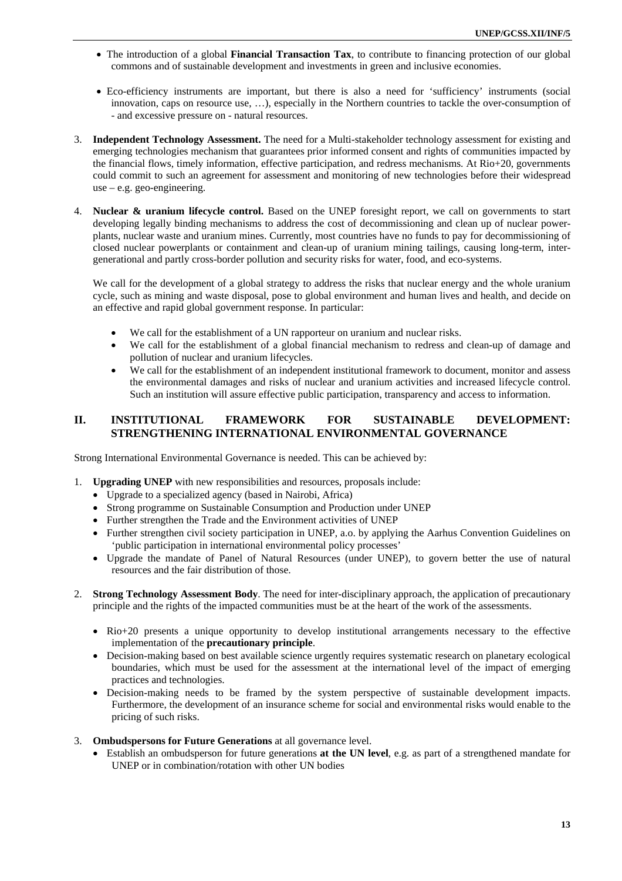- The introduction of a global **Financial Transaction Tax**, to contribute to financing protection of our global commons and of sustainable development and investments in green and inclusive economies.

- Eco-efficiency instruments are important, but there is also a need for 'sufficiency' instruments (social innovation, caps on resource use, …), especially in the Northern countries to tackle the over-consumption of - and excessive pressure on - natural resources.

3. **Independent Technology Assessment.** The need for a Multi-stakeholder technology assessment for existing and emerging technologies mechanism that guarantees prior informed consent and rights of communities impacted by the financial flows, timely information, effective participation, and redress mechanisms. At Rio+20, governments could commit to such an agreement for assessment and monitoring of new technologies before their widespread use – e.g. geo-engineering.

4. **Nuclear & uranium lifecycle control.** Based on the UNEP foresight report, we call on governments to start developing legally binding mechanisms to address the cost of decommissioning and clean up of nuclear power-plants, nuclear waste and uranium mines. Currently, most countries have no funds to pay for decommissioning of closed nuclear powerplants or containment and clean-up of uranium mining tailings, causing long-term, inter-generational and partly cross-border pollution and security risks for water, food, and eco-systems.

   We call for the development of a global strategy to address the risks that nuclear energy and the whole uranium cycle, such as mining and waste disposal, pose to global environment and human lives and health, and decide on an effective and rapid global government response. In particular:

   - We call for the establishment of a UN rapporteur on uranium and nuclear risks.
   - We call for the establishment of a global financial mechanism to redress and clean-up of damage and pollution of nuclear and uranium lifecycles.
   - We call for the establishment of an independent institutional framework to document, monitor and assess the environmental damages and risks of nuclear and uranium activities and increased lifecycle control. Such an institution will assure effective public participation, transparency and access to information.

## II. INSTITUTIONAL FRAMEWORK FOR SUSTAINABLE DEVELOPMENT: STRENGTHENING INTERNATIONAL ENVIRONMENTAL GOVERNANCE

Strong International Environmental Governance is needed. This can be achieved by:

1. **Upgrading UNEP** with new responsibilities and resources, proposals include:
   - Upgrade to a specialized agency (based in Nairobi, Africa)
   - Strong programme on Sustainable Consumption and Production under UNEP
   - Further strengthen the Trade and the Environment activities of UNEP
   - Further strengthen civil society participation in UNEP, a.o. by applying the Aarhus Convention Guidelines on 'public participation in international environmental policy processes'
   - Upgrade the mandate of Panel of Natural Resources (under UNEP), to govern better the use of natural resources and the fair distribution of those.

2. **Strong Technology Assessment Body**. The need for inter-disciplinary approach, the application of precautionary principle and the rights of the impacted communities must be at the heart of the work of the assessments.

   - Rio+20 presents a unique opportunity to develop institutional arrangements necessary to the effective implementation of the **precautionary principle**.
   - Decision-making based on best available science urgently requires systematic research on planetary ecological boundaries, which must be used for the assessment at the international level of the impact of emerging practices and technologies.
   - Decision-making needs to be framed by the system perspective of sustainable development impacts. Furthermore, the development of an insurance scheme for social and environmental risks would enable to the pricing of such risks.

3. **Ombudspersons for Future Generations** at all governance level.
   - Establish an ombudsperson for future generations **at the UN level**, e.g. as part of a strengthened mandate for UNEP or in combination/rotation with other UN bodies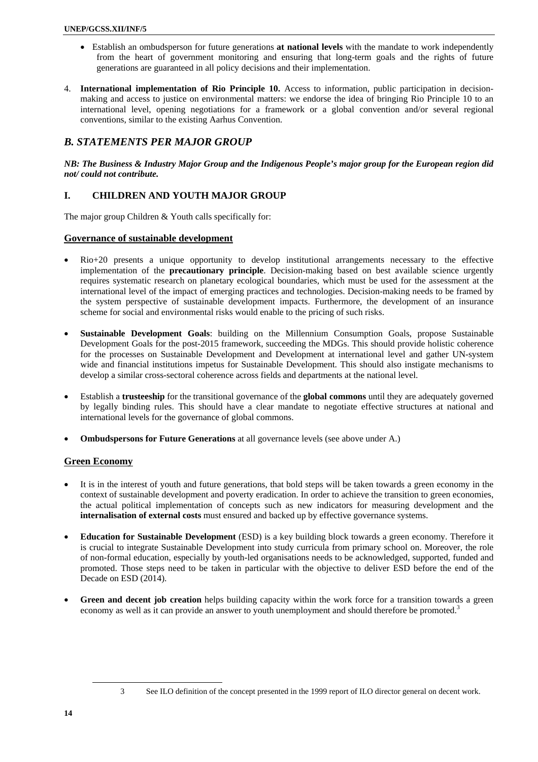- Establish an ombudsperson for future generations **at national levels** with the mandate to work independently from the heart of government monitoring and ensuring that long-term goals and the rights of future generations are guaranteed in all policy decisions and their implementation.

4. **International implementation of Rio Principle 10.** Access to information, public participation in decision-making and access to justice on environmental matters: we endorse the idea of bringing Rio Principle 10 to an international level, opening negotiations for a framework or a global convention and/or several regional conventions, similar to the existing Aarhus Convention.

## *B. STATEMENTS PER MAJOR GROUP*

***NB: The Business & Industry Major Group and the Indigenous People's major group for the European region did not/ could not contribute.***

### I. CHILDREN AND YOUTH MAJOR GROUP

The major group Children & Youth calls specifically for:

#### Governance of sustainable development

- Rio+20 presents a unique opportunity to develop institutional arrangements necessary to the effective implementation of the **precautionary principle**. Decision-making based on best available science urgently requires systematic research on planetary ecological boundaries, which must be used for the assessment at the international level of the impact of emerging practices and technologies. Decision-making needs to be framed by the system perspective of sustainable development impacts. Furthermore, the development of an insurance scheme for social and environmental risks would enable to the pricing of such risks.

- **Sustainable Development Goals**: building on the Millennium Consumption Goals, propose Sustainable Development Goals for the post-2015 framework, succeeding the MDGs. This should provide holistic coherence for the processes on Sustainable Development and Development at international level and gather UN-system wide and financial institutions impetus for Sustainable Development. This should also instigate mechanisms to develop a similar cross-sectoral coherence across fields and departments at the national level.

- Establish a **trusteeship** for the transitional governance of the **global commons** until they are adequately governed by legally binding rules. This should have a clear mandate to negotiate effective structures at national and international levels for the governance of global commons.

- **Ombudspersons for Future Generations** at all governance levels (see above under A.)

#### Green Economy

- It is in the interest of youth and future generations, that bold steps will be taken towards a green economy in the context of sustainable development and poverty eradication. In order to achieve the transition to green economies, the actual political implementation of concepts such as new indicators for measuring development and the **internalisation of external costs** must ensured and backed up by effective governance systems.

- **Education for Sustainable Development** (ESD) is a key building block towards a green economy. Therefore it is crucial to integrate Sustainable Development into study curricula from primary school on. Moreover, the role of non-formal education, especially by youth-led organisations needs to be acknowledged, supported, funded and promoted. Those steps need to be taken in particular with the objective to deliver ESD before the end of the Decade on ESD (2014).

- **Green and decent job creation** helps building capacity within the work force for a transition towards a green economy as well as it can provide an answer to youth unemployment and should therefore be promoted.[3]

---

3 See ILO definition of the concept presented in the 1999 report of ILO director general on decent work.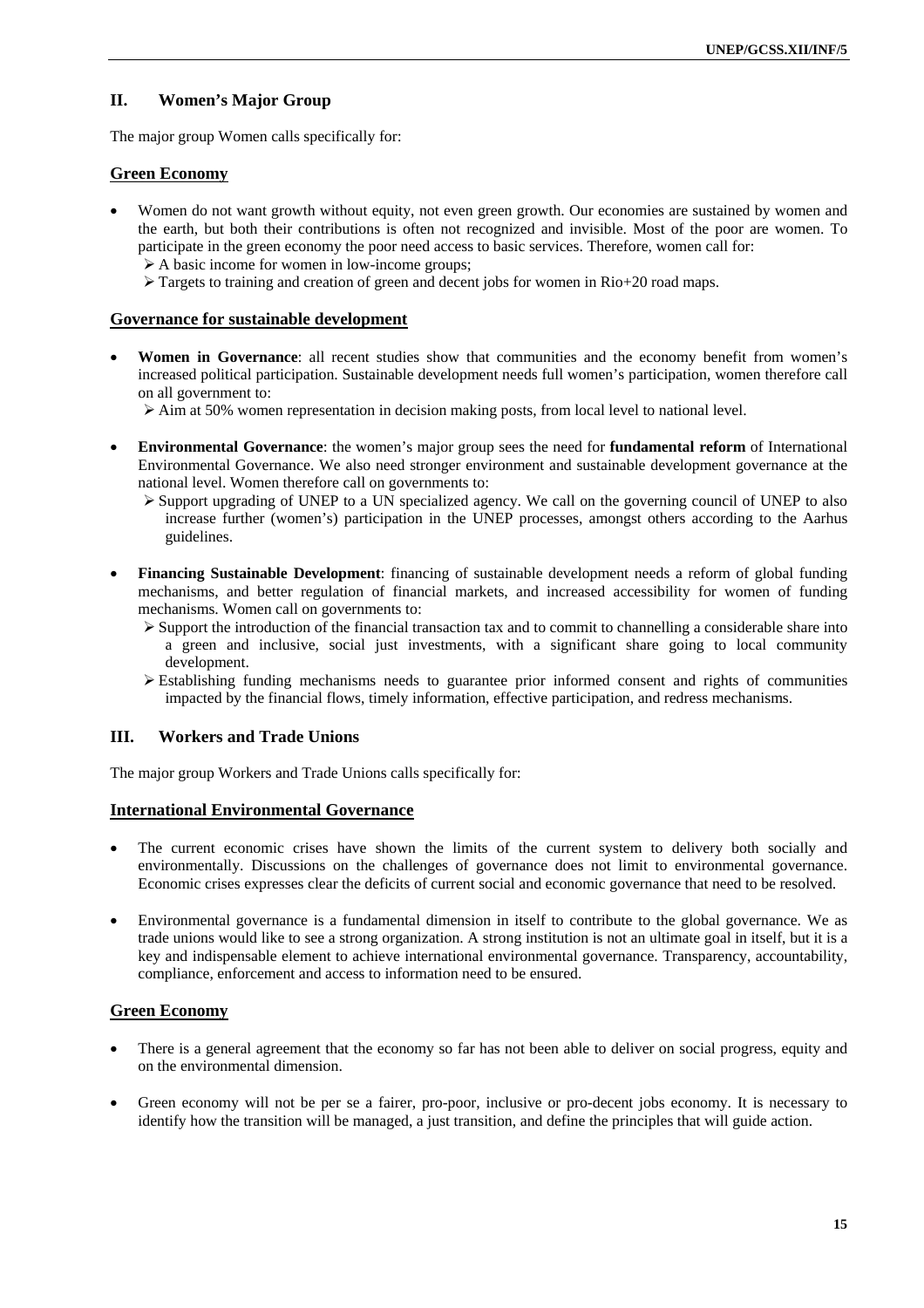## II. Women's Major Group

The major group Women calls specifically for:

### Green Economy

- Women do not want growth without equity, not even green growth. Our economies are sustained by women and the earth, but both their contributions is often not recognized and invisible. Most of the poor are women. To participate in the green economy the poor need access to basic services. Therefore, women call for:
  - A basic income for women in low-income groups;
  - Targets to training and creation of green and decent jobs for women in Rio+20 road maps.

### Governance for sustainable development

- **Women in Governance**: all recent studies show that communities and the economy benefit from women's increased political participation. Sustainable development needs full women's participation, women therefore call on all government to:
  - Aim at 50% women representation in decision making posts, from local level to national level.

- **Environmental Governance**: the women's major group sees the need for **fundamental reform** of International Environmental Governance. We also need stronger environment and sustainable development governance at the national level. Women therefore call on governments to:
  - Support upgrading of UNEP to a UN specialized agency. We call on the governing council of UNEP to also increase further (women's) participation in the UNEP processes, amongst others according to the Aarhus guidelines.

- **Financing Sustainable Development**: financing of sustainable development needs a reform of global funding mechanisms, and better regulation of financial markets, and increased accessibility for women of funding mechanisms. Women call on governments to:
  - Support the introduction of the financial transaction tax and to commit to channelling a considerable share into a green and inclusive, social just investments, with a significant share going to local community development.
  - Establishing funding mechanisms needs to guarantee prior informed consent and rights of communities impacted by the financial flows, timely information, effective participation, and redress mechanisms.

## III. Workers and Trade Unions

The major group Workers and Trade Unions calls specifically for:

### International Environmental Governance

- The current economic crises have shown the limits of the current system to delivery both socially and environmentally. Discussions on the challenges of governance does not limit to environmental governance. Economic crises expresses clear the deficits of current social and economic governance that need to be resolved.

- Environmental governance is a fundamental dimension in itself to contribute to the global governance. We as trade unions would like to see a strong organization. A strong institution is not an ultimate goal in itself, but it is a key and indispensable element to achieve international environmental governance. Transparency, accountability, compliance, enforcement and access to information need to be ensured.

### Green Economy

- There is a general agreement that the economy so far has not been able to deliver on social progress, equity and on the environmental dimension.

- Green economy will not be per se a fairer, pro-poor, inclusive or pro-decent jobs economy. It is necessary to identify how the transition will be managed, a just transition, and define the principles that will guide action.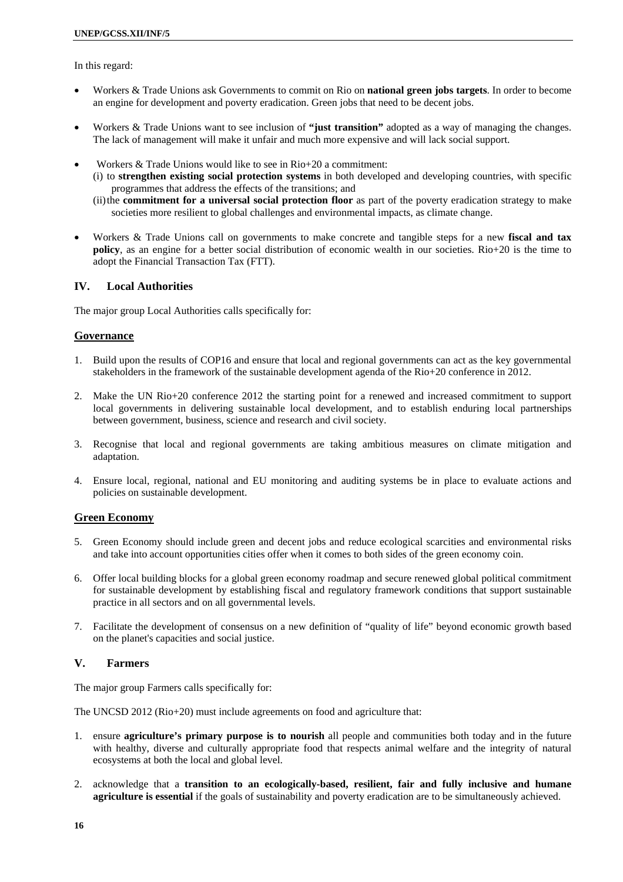In this regard:

- Workers & Trade Unions ask Governments to commit on Rio on **national green jobs targets**. In order to become an engine for development and poverty eradication. Green jobs that need to be decent jobs.

- Workers & Trade Unions want to see inclusion of **"just transition"** adopted as a way of managing the changes. The lack of management will make it unfair and much more expensive and will lack social support.

- Workers & Trade Unions would like to see in Rio+20 a commitment:
  (i) to **strengthen existing social protection systems** in both developed and developing countries, with specific programmes that address the effects of the transitions; and
  (ii) the **commitment for a universal social protection floor** as part of the poverty eradication strategy to make societies more resilient to global challenges and environmental impacts, as climate change.

- Workers & Trade Unions call on governments to make concrete and tangible steps for a new **fiscal and tax policy**, as an engine for a better social distribution of economic wealth in our societies. Rio+20 is the time to adopt the Financial Transaction Tax (FTT).

## IV. Local Authorities

The major group Local Authorities calls specifically for:

### Governance

1. Build upon the results of COP16 and ensure that local and regional governments can act as the key governmental stakeholders in the framework of the sustainable development agenda of the Rio+20 conference in 2012.

2. Make the UN Rio+20 conference 2012 the starting point for a renewed and increased commitment to support local governments in delivering sustainable local development, and to establish enduring local partnerships between government, business, science and research and civil society.

3. Recognise that local and regional governments are taking ambitious measures on climate mitigation and adaptation.

4. Ensure local, regional, national and EU monitoring and auditing systems be in place to evaluate actions and policies on sustainable development.

### Green Economy

5. Green Economy should include green and decent jobs and reduce ecological scarcities and environmental risks and take into account opportunities cities offer when it comes to both sides of the green economy coin.

6. Offer local building blocks for a global green economy roadmap and secure renewed global political commitment for sustainable development by establishing fiscal and regulatory framework conditions that support sustainable practice in all sectors and on all governmental levels.

7. Facilitate the development of consensus on a new definition of "quality of life" beyond economic growth based on the planet's capacities and social justice.

## V. Farmers

The major group Farmers calls specifically for:

The UNCSD 2012 (Rio+20) must include agreements on food and agriculture that:

1. ensure **agriculture's primary purpose is to nourish** all people and communities both today and in the future with healthy, diverse and culturally appropriate food that respects animal welfare and the integrity of natural ecosystems at both the local and global level.

2. acknowledge that a **transition to an ecologically-based, resilient, fair and fully inclusive and humane agriculture is essential** if the goals of sustainability and poverty eradication are to be simultaneously achieved.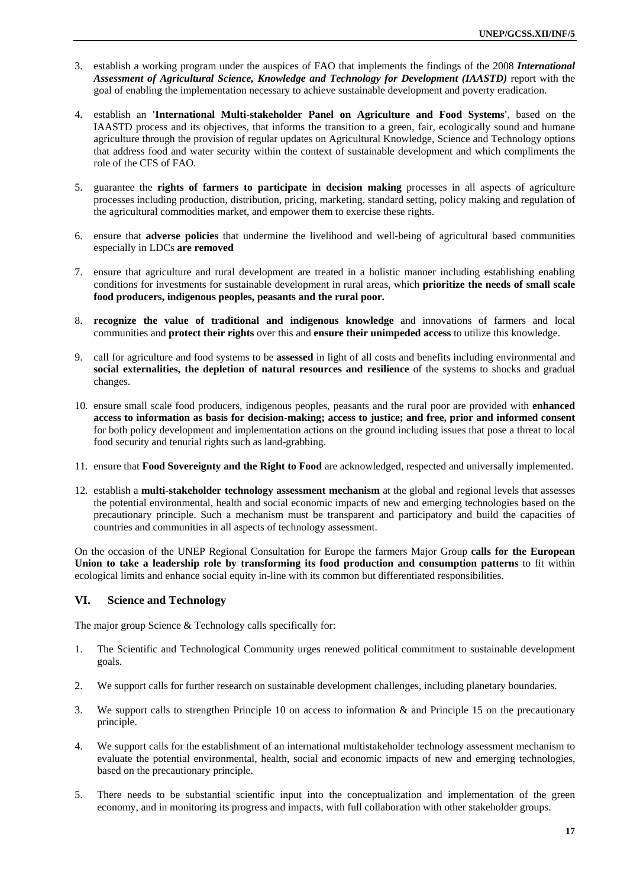3. establish a working program under the auspices of FAO that implements the findings of the 2008 ***International Assessment of Agricultural Science, Knowledge and Technology for Development (IAASTD)*** report with the goal of enabling the implementation necessary to achieve sustainable development and poverty eradication.

4. establish an **'International Multi-stakeholder Panel on Agriculture and Food Systems'**, based on the IAASTD process and its objectives, that informs the transition to a green, fair, ecologically sound and humane agriculture through the provision of regular updates on Agricultural Knowledge, Science and Technology options that address food and water security within the context of sustainable development and which compliments the role of the CFS of FAO.

5. guarantee the **rights of farmers to participate in decision making** processes in all aspects of agriculture processes including production, distribution, pricing, marketing, standard setting, policy making and regulation of the agricultural commodities market, and empower them to exercise these rights.

6. ensure that **adverse policies** that undermine the livelihood and well-being of agricultural based communities especially in LDCs **are removed**

7. ensure that agriculture and rural development are treated in a holistic manner including establishing enabling conditions for investments for sustainable development in rural areas, which **prioritize the needs of small scale food producers, indigenous peoples, peasants and the rural poor.**

8. **recognize the value of traditional and indigenous knowledge** and innovations of farmers and local communities and **protect their rights** over this and **ensure their unimpeded access** to utilize this knowledge.

9. call for agriculture and food systems to be **assessed** in light of all costs and benefits including environmental and **social externalities, the depletion of natural resources and resilience** of the systems to shocks and gradual changes.

10. ensure small scale food producers, indigenous peoples, peasants and the rural poor are provided with **enhanced access to information as basis for decision-making; access to justice; and free, prior and informed consent** for both policy development and implementation actions on the ground including issues that pose a threat to local food security and tenurial rights such as land-grabbing.

11. ensure that **Food Sovereignty and the Right to Food** are acknowledged, respected and universally implemented.

12. establish a **multi-stakeholder technology assessment mechanism** at the global and regional levels that assesses the potential environmental, health and social economic impacts of new and emerging technologies based on the precautionary principle. Such a mechanism must be transparent and participatory and build the capacities of countries and communities in all aspects of technology assessment.

On the occasion of the UNEP Regional Consultation for Europe the farmers Major Group **calls for the European Union to take a leadership role by transforming its food production and consumption patterns** to fit within ecological limits and enhance social equity in-line with its common but differentiated responsibilities.

## VI. Science and Technology

The major group Science & Technology calls specifically for:

1. The Scientific and Technological Community urges renewed political commitment to sustainable development goals.

2. We support calls for further research on sustainable development challenges, including planetary boundaries.

3. We support calls to strengthen Principle 10 on access to information & and Principle 15 on the precautionary principle.

4. We support calls for the establishment of an international multistakeholder technology assessment mechanism to evaluate the potential environmental, health, social and economic impacts of new and emerging technologies, based on the precautionary principle.

5. There needs to be substantial scientific input into the conceptualization and implementation of the green economy, and in monitoring its progress and impacts, with full collaboration with other stakeholder groups.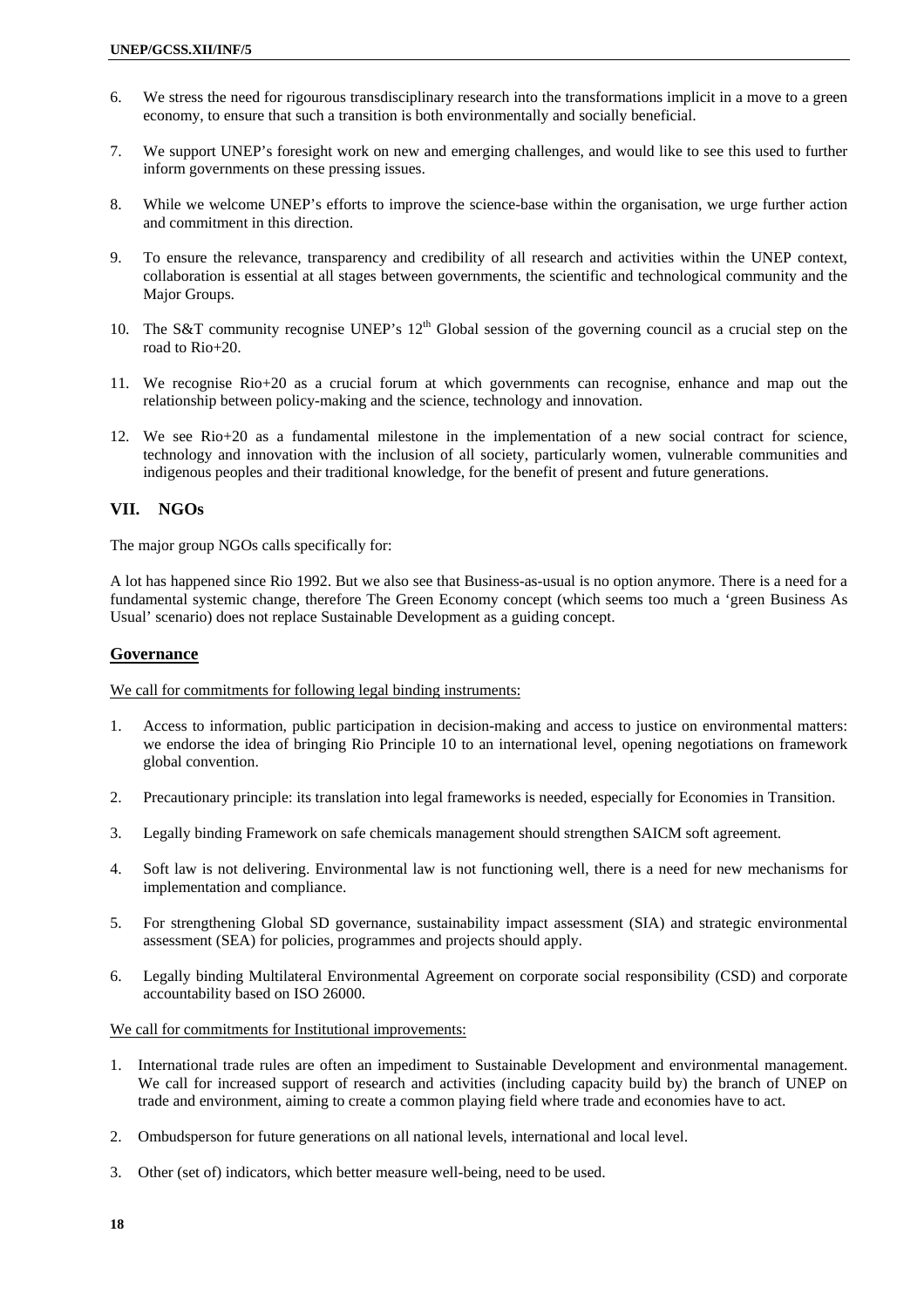6. We stress the need for rigourous transdisciplinary research into the transformations implicit in a move to a green economy, to ensure that such a transition is both environmentally and socially beneficial.

7. We support UNEP's foresight work on new and emerging challenges, and would like to see this used to further inform governments on these pressing issues.

8. While we welcome UNEP's efforts to improve the science-base within the organisation, we urge further action and commitment in this direction.

9. To ensure the relevance, transparency and credibility of all research and activities within the UNEP context, collaboration is essential at all stages between governments, the scientific and technological community and the Major Groups.

10. The S&T community recognise UNEP's 12th Global session of the governing council as a crucial step on the road to Rio+20.

11. We recognise Rio+20 as a crucial forum at which governments can recognise, enhance and map out the relationship between policy-making and the science, technology and innovation.

12. We see Rio+20 as a fundamental milestone in the implementation of a new social contract for science, technology and innovation with the inclusion of all society, particularly women, vulnerable communities and indigenous peoples and their traditional knowledge, for the benefit of present and future generations.

## VII. NGOs

The major group NGOs calls specifically for:

A lot has happened since Rio 1992. But we also see that Business-as-usual is no option anymore. There is a need for a fundamental systemic change, therefore The Green Economy concept (which seems too much a 'green Business As Usual' scenario) does not replace Sustainable Development as a guiding concept.

### Governance

We call for commitments for following legal binding instruments:

1. Access to information, public participation in decision-making and access to justice on environmental matters: we endorse the idea of bringing Rio Principle 10 to an international level, opening negotiations on framework global convention.

2. Precautionary principle: its translation into legal frameworks is needed, especially for Economies in Transition.

3. Legally binding Framework on safe chemicals management should strengthen SAICM soft agreement.

4. Soft law is not delivering. Environmental law is not functioning well, there is a need for new mechanisms for implementation and compliance.

5. For strengthening Global SD governance, sustainability impact assessment (SIA) and strategic environmental assessment (SEA) for policies, programmes and projects should apply.

6. Legally binding Multilateral Environmental Agreement on corporate social responsibility (CSD) and corporate accountability based on ISO 26000.

We call for commitments for Institutional improvements:

1. International trade rules are often an impediment to Sustainable Development and environmental management. We call for increased support of research and activities (including capacity build by) the branch of UNEP on trade and environment, aiming to create a common playing field where trade and economies have to act.

2. Ombudsperson for future generations on all national levels, international and local level.

3. Other (set of) indicators, which better measure well-being, need to be used.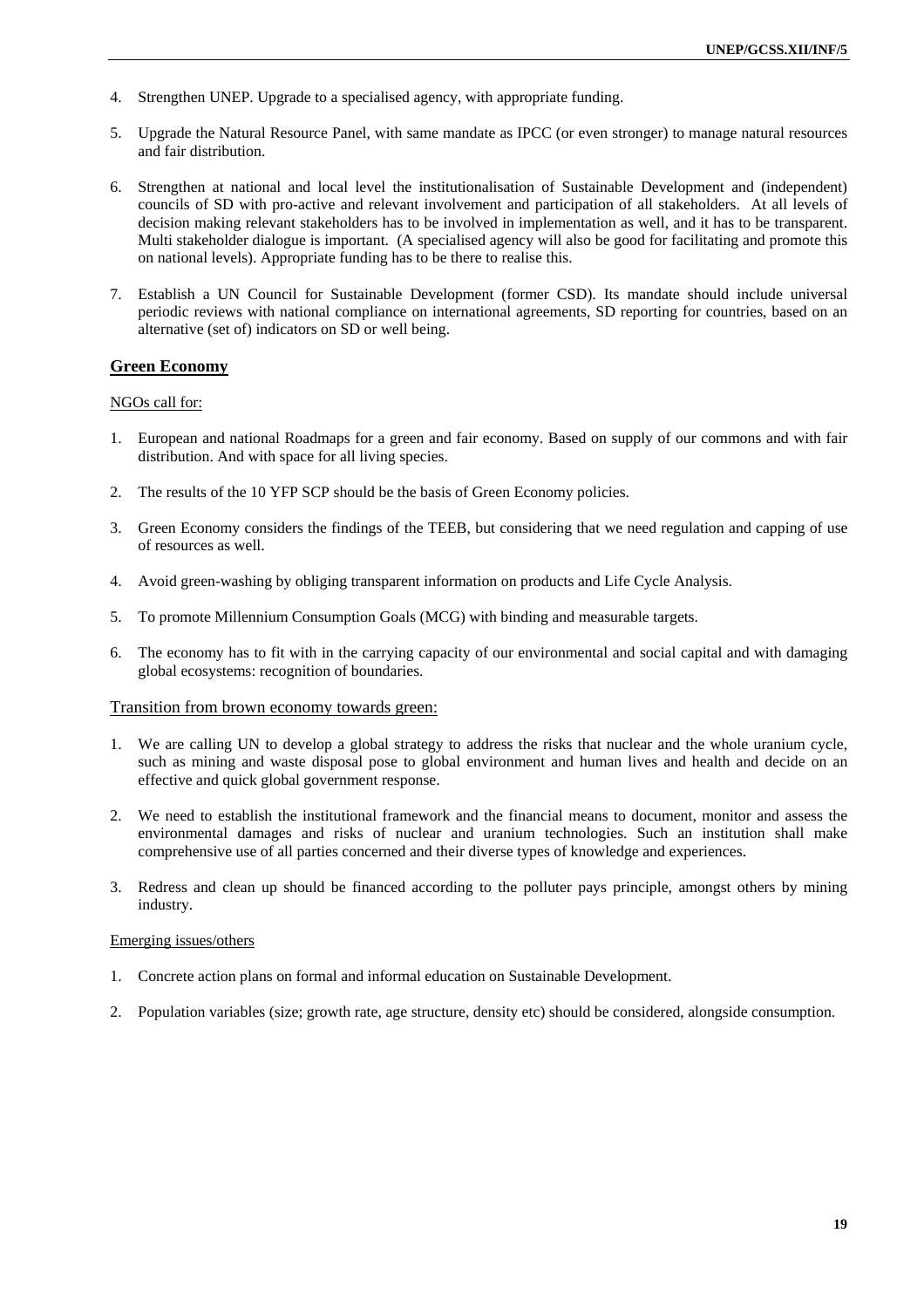4. Strengthen UNEP. Upgrade to a specialised agency, with appropriate funding.

5. Upgrade the Natural Resource Panel, with same mandate as IPCC (or even stronger) to manage natural resources and fair distribution.

6. Strengthen at national and local level the institutionalisation of Sustainable Development and (independent) councils of SD with pro-active and relevant involvement and participation of all stakeholders. At all levels of decision making relevant stakeholders has to be involved in implementation as well, and it has to be transparent. Multi stakeholder dialogue is important. (A specialised agency will also be good for facilitating and promote this on national levels). Appropriate funding has to be there to realise this.

7. Establish a UN Council for Sustainable Development (former CSD). Its mandate should include universal periodic reviews with national compliance on international agreements, SD reporting for countries, based on an alternative (set of) indicators on SD or well being.

## Green Economy

NGOs call for:

1. European and national Roadmaps for a green and fair economy. Based on supply of our commons and with fair distribution. And with space for all living species.

2. The results of the 10 YFP SCP should be the basis of Green Economy policies.

3. Green Economy considers the findings of the TEEB, but considering that we need regulation and capping of use of resources as well.

4. Avoid green-washing by obliging transparent information on products and Life Cycle Analysis.

5. To promote Millennium Consumption Goals (MCG) with binding and measurable targets.

6. The economy has to fit with in the carrying capacity of our environmental and social capital and with damaging global ecosystems: recognition of boundaries.

### Transition from brown economy towards green:

1. We are calling UN to develop a global strategy to address the risks that nuclear and the whole uranium cycle, such as mining and waste disposal pose to global environment and human lives and health and decide on an effective and quick global government response.

2. We need to establish the institutional framework and the financial means to document, monitor and assess the environmental damages and risks of nuclear and uranium technologies. Such an institution shall make comprehensive use of all parties concerned and their diverse types of knowledge and experiences.

3. Redress and clean up should be financed according to the polluter pays principle, amongst others by mining industry.

### Emerging issues/others

1. Concrete action plans on formal and informal education on Sustainable Development.

2. Population variables (size; growth rate, age structure, density etc) should be considered, alongside consumption.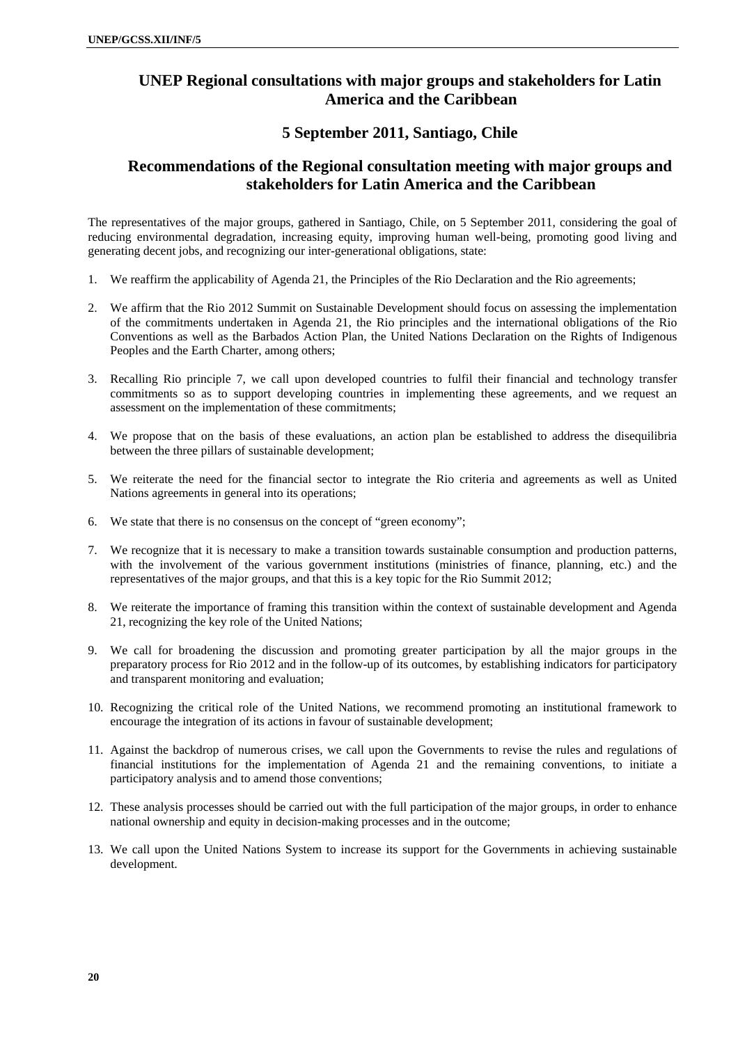## UNEP Regional consultations with major groups and stakeholders for Latin America and the Caribbean

## 5 September 2011, Santiago, Chile

## Recommendations of the Regional consultation meeting with major groups and stakeholders for Latin America and the Caribbean

The representatives of the major groups, gathered in Santiago, Chile, on 5 September 2011, considering the goal of reducing environmental degradation, increasing equity, improving human well-being, promoting good living and generating decent jobs, and recognizing our inter-generational obligations, state:

1. We reaffirm the applicability of Agenda 21, the Principles of the Rio Declaration and the Rio agreements;

2. We affirm that the Rio 2012 Summit on Sustainable Development should focus on assessing the implementation of the commitments undertaken in Agenda 21, the Rio principles and the international obligations of the Rio Conventions as well as the Barbados Action Plan, the United Nations Declaration on the Rights of Indigenous Peoples and the Earth Charter, among others;

3. Recalling Rio principle 7, we call upon developed countries to fulfil their financial and technology transfer commitments so as to support developing countries in implementing these agreements, and we request an assessment on the implementation of these commitments;

4. We propose that on the basis of these evaluations, an action plan be established to address the disequilibria between the three pillars of sustainable development;

5. We reiterate the need for the financial sector to integrate the Rio criteria and agreements as well as United Nations agreements in general into its operations;

6. We state that there is no consensus on the concept of "green economy";

7. We recognize that it is necessary to make a transition towards sustainable consumption and production patterns, with the involvement of the various government institutions (ministries of finance, planning, etc.) and the representatives of the major groups, and that this is a key topic for the Rio Summit 2012;

8. We reiterate the importance of framing this transition within the context of sustainable development and Agenda 21, recognizing the key role of the United Nations;

9. We call for broadening the discussion and promoting greater participation by all the major groups in the preparatory process for Rio 2012 and in the follow-up of its outcomes, by establishing indicators for participatory and transparent monitoring and evaluation;

10. Recognizing the critical role of the United Nations, we recommend promoting an institutional framework to encourage the integration of its actions in favour of sustainable development;

11. Against the backdrop of numerous crises, we call upon the Governments to revise the rules and regulations of financial institutions for the implementation of Agenda 21 and the remaining conventions, to initiate a participatory analysis and to amend those conventions;

12. These analysis processes should be carried out with the full participation of the major groups, in order to enhance national ownership and equity in decision-making processes and in the outcome;

13. We call upon the United Nations System to increase its support for the Governments in achieving sustainable development.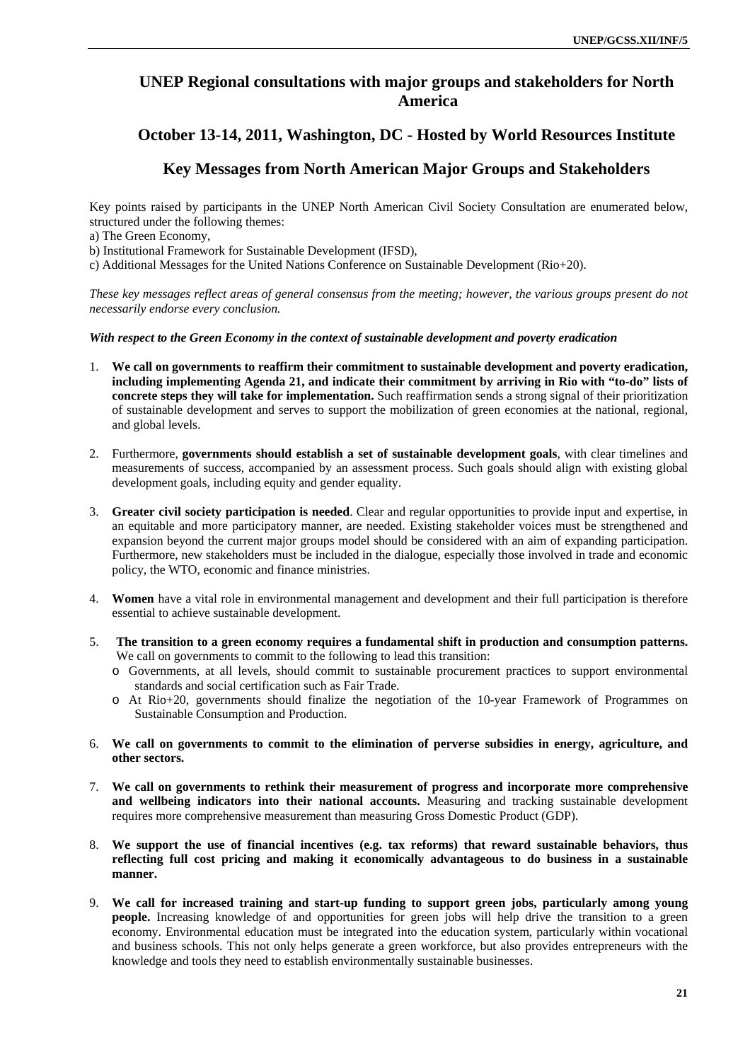## UNEP Regional consultations with major groups and stakeholders for North America

## October 13-14, 2011, Washington, DC - Hosted by World Resources Institute

## Key Messages from North American Major Groups and Stakeholders

Key points raised by participants in the UNEP North American Civil Society Consultation are enumerated below, structured under the following themes:

a) The Green Economy,
b) Institutional Framework for Sustainable Development (IFSD),
c) Additional Messages for the United Nations Conference on Sustainable Development (Rio+20).

*These key messages reflect areas of general consensus from the meeting; however, the various groups present do not necessarily endorse every conclusion.*

***With respect to the Green Economy in the context of sustainable development and poverty eradication***

1. **We call on governments to reaffirm their commitment to sustainable development and poverty eradication, including implementing Agenda 21, and indicate their commitment by arriving in Rio with "to-do" lists of concrete steps they will take for implementation.** Such reaffirmation sends a strong signal of their prioritization of sustainable development and serves to support the mobilization of green economies at the national, regional, and global levels.

2. Furthermore, **governments should establish a set of sustainable development goals**, with clear timelines and measurements of success, accompanied by an assessment process. Such goals should align with existing global development goals, including equity and gender equality.

3. **Greater civil society participation is needed**. Clear and regular opportunities to provide input and expertise, in an equitable and more participatory manner, are needed. Existing stakeholder voices must be strengthened and expansion beyond the current major groups model should be considered with an aim of expanding participation. Furthermore, new stakeholders must be included in the dialogue, especially those involved in trade and economic policy, the WTO, economic and finance ministries.

4. **Women** have a vital role in environmental management and development and their full participation is therefore essential to achieve sustainable development.

5. **The transition to a green economy requires a fundamental shift in production and consumption patterns.** We call on governments to commit to the following to lead this transition:
   - Governments, at all levels, should commit to sustainable procurement practices to support environmental standards and social certification such as Fair Trade.
   - At Rio+20, governments should finalize the negotiation of the 10-year Framework of Programmes on Sustainable Consumption and Production.

6. **We call on governments to commit to the elimination of perverse subsidies in energy, agriculture, and other sectors.**

7. **We call on governments to rethink their measurement of progress and incorporate more comprehensive and wellbeing indicators into their national accounts.** Measuring and tracking sustainable development requires more comprehensive measurement than measuring Gross Domestic Product (GDP).

8. **We support the use of financial incentives (e.g. tax reforms) that reward sustainable behaviors, thus reflecting full cost pricing and making it economically advantageous to do business in a sustainable manner.**

9. **We call for increased training and start-up funding to support green jobs, particularly among young people.** Increasing knowledge of and opportunities for green jobs will help drive the transition to a green economy. Environmental education must be integrated into the education system, particularly within vocational and business schools. This not only helps generate a green workforce, but also provides entrepreneurs with the knowledge and tools they need to establish environmentally sustainable businesses.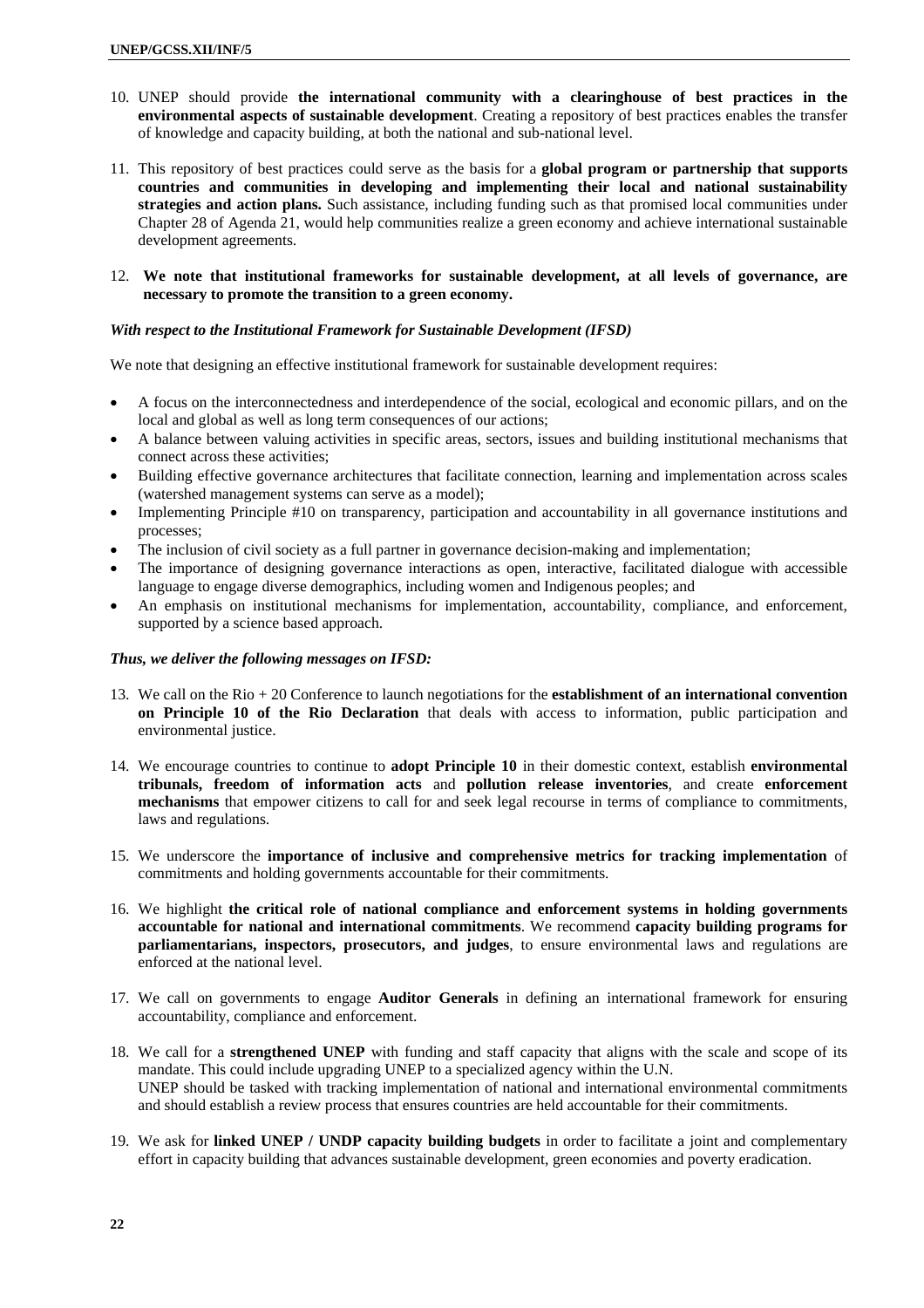10. UNEP should provide **the international community with a clearinghouse of best practices in the environmental aspects of sustainable development**. Creating a repository of best practices enables the transfer of knowledge and capacity building, at both the national and sub-national level.

11. This repository of best practices could serve as the basis for a **global program or partnership that supports countries and communities in developing and implementing their local and national sustainability strategies and action plans.** Such assistance, including funding such as that promised local communities under Chapter 28 of Agenda 21, would help communities realize a green economy and achieve international sustainable development agreements.

12. **We note that institutional frameworks for sustainable development, at all levels of governance, are necessary to promote the transition to a green economy.**

***With respect to the Institutional Framework for Sustainable Development (IFSD)***

We note that designing an effective institutional framework for sustainable development requires:

- A focus on the interconnectedness and interdependence of the social, ecological and economic pillars, and on the local and global as well as long term consequences of our actions;
- A balance between valuing activities in specific areas, sectors, issues and building institutional mechanisms that connect across these activities;
- Building effective governance architectures that facilitate connection, learning and implementation across scales (watershed management systems can serve as a model);
- Implementing Principle #10 on transparency, participation and accountability in all governance institutions and processes;
- The inclusion of civil society as a full partner in governance decision-making and implementation;
- The importance of designing governance interactions as open, interactive, facilitated dialogue with accessible language to engage diverse demographics, including women and Indigenous peoples; and
- An emphasis on institutional mechanisms for implementation, accountability, compliance, and enforcement, supported by a science based approach.

***Thus, we deliver the following messages on IFSD:***

13. We call on the Rio + 20 Conference to launch negotiations for the **establishment of an international convention on Principle 10 of the Rio Declaration** that deals with access to information, public participation and environmental justice.

14. We encourage countries to continue to **adopt Principle 10** in their domestic context, establish **environmental tribunals, freedom of information acts** and **pollution release inventories**, and create **enforcement mechanisms** that empower citizens to call for and seek legal recourse in terms of compliance to commitments, laws and regulations.

15. We underscore the **importance of inclusive and comprehensive metrics for tracking implementation** of commitments and holding governments accountable for their commitments.

16. We highlight **the critical role of national compliance and enforcement systems in holding governments accountable for national and international commitments**. We recommend **capacity building programs for parliamentarians, inspectors, prosecutors, and judges**, to ensure environmental laws and regulations are enforced at the national level.

17. We call on governments to engage **Auditor Generals** in defining an international framework for ensuring accountability, compliance and enforcement.

18. We call for a **strengthened UNEP** with funding and staff capacity that aligns with the scale and scope of its mandate. This could include upgrading UNEP to a specialized agency within the U.N.
UNEP should be tasked with tracking implementation of national and international environmental commitments and should establish a review process that ensures countries are held accountable for their commitments.

19. We ask for **linked UNEP / UNDP capacity building budgets** in order to facilitate a joint and complementary effort in capacity building that advances sustainable development, green economies and poverty eradication.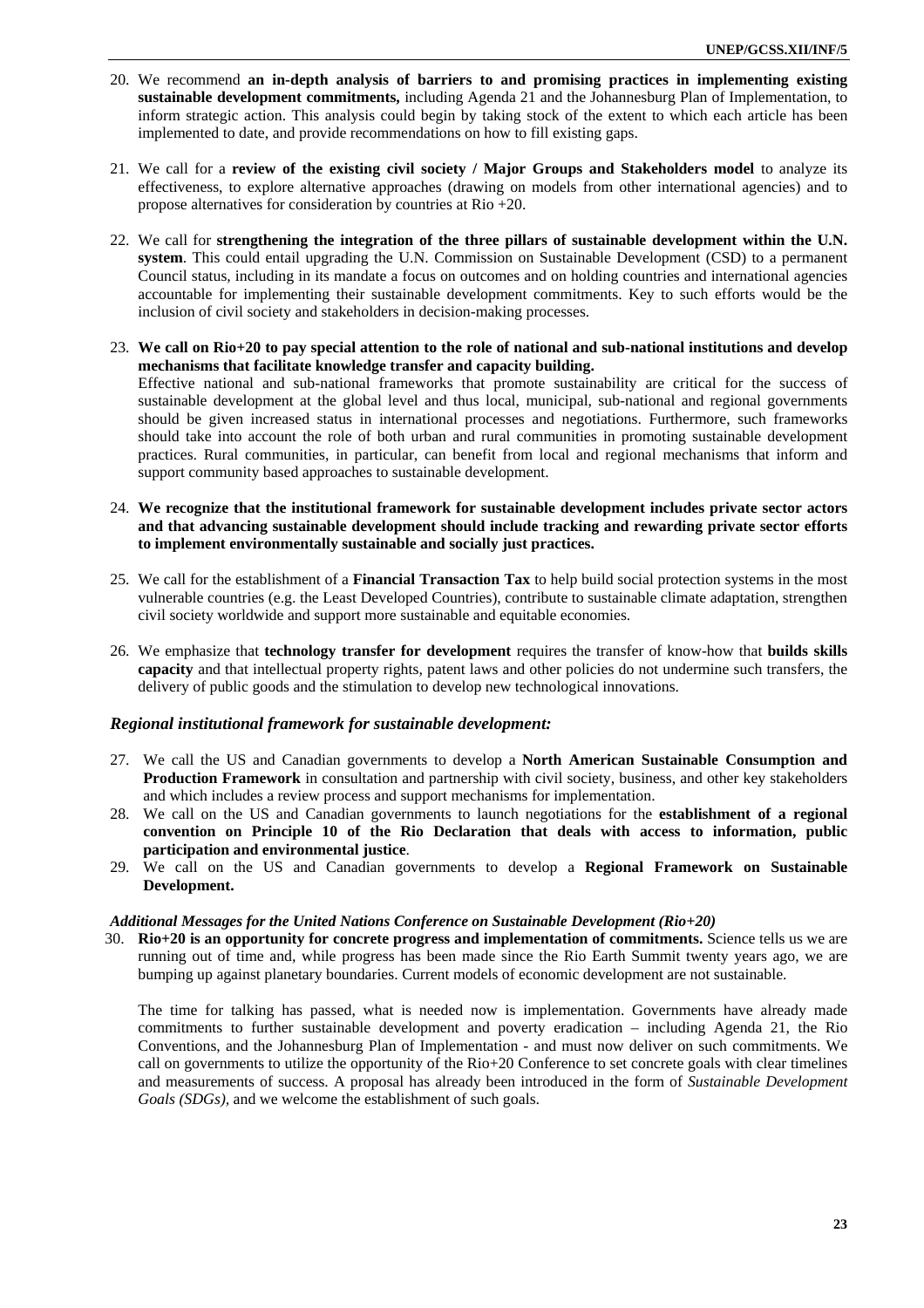20. We recommend **an in-depth analysis of barriers to and promising practices in implementing existing sustainable development commitments,** including Agenda 21 and the Johannesburg Plan of Implementation, to inform strategic action. This analysis could begin by taking stock of the extent to which each article has been implemented to date, and provide recommendations on how to fill existing gaps.

21. We call for a **review of the existing civil society / Major Groups and Stakeholders model** to analyze its effectiveness, to explore alternative approaches (drawing on models from other international agencies) and to propose alternatives for consideration by countries at Rio +20.

22. We call for **strengthening the integration of the three pillars of sustainable development within the U.N. system**. This could entail upgrading the U.N. Commission on Sustainable Development (CSD) to a permanent Council status, including in its mandate a focus on outcomes and on holding countries and international agencies accountable for implementing their sustainable development commitments. Key to such efforts would be the inclusion of civil society and stakeholders in decision-making processes.

23. **We call on Rio+20 to pay special attention to the role of national and sub-national institutions and develop mechanisms that facilitate knowledge transfer and capacity building.**
Effective national and sub-national frameworks that promote sustainability are critical for the success of sustainable development at the global level and thus local, municipal, sub-national and regional governments should be given increased status in international processes and negotiations. Furthermore, such frameworks should take into account the role of both urban and rural communities in promoting sustainable development practices. Rural communities, in particular, can benefit from local and regional mechanisms that inform and support community based approaches to sustainable development.

24. **We recognize that the institutional framework for sustainable development includes private sector actors and that advancing sustainable development should include tracking and rewarding private sector efforts to implement environmentally sustainable and socially just practices.**

25. We call for the establishment of a **Financial Transaction Tax** to help build social protection systems in the most vulnerable countries (e.g. the Least Developed Countries), contribute to sustainable climate adaptation, strengthen civil society worldwide and support more sustainable and equitable economies.

26. We emphasize that **technology transfer for development** requires the transfer of know-how that **builds skills capacity** and that intellectual property rights, patent laws and other policies do not undermine such transfers, the delivery of public goods and the stimulation to develop new technological innovations.

### *Regional institutional framework for sustainable development:*

27. We call the US and Canadian governments to develop a **North American Sustainable Consumption and Production Framework** in consultation and partnership with civil society, business, and other key stakeholders and which includes a review process and support mechanisms for implementation.
28. We call on the US and Canadian governments to launch negotiations for the **establishment of a regional convention on Principle 10 of the Rio Declaration that deals with access to information, public participation and environmental justice**.
29. We call on the US and Canadian governments to develop a **Regional Framework on Sustainable Development.**

#### *Additional Messages for the United Nations Conference on Sustainable Development (Rio+20)*

30. **Rio+20 is an opportunity for concrete progress and implementation of commitments.** Science tells us we are running out of time and, while progress has been made since the Rio Earth Summit twenty years ago, we are bumping up against planetary boundaries. Current models of economic development are not sustainable.

    The time for talking has passed, what is needed now is implementation. Governments have already made commitments to further sustainable development and poverty eradication – including Agenda 21, the Rio Conventions, and the Johannesburg Plan of Implementation - and must now deliver on such commitments. We call on governments to utilize the opportunity of the Rio+20 Conference to set concrete goals with clear timelines and measurements of success. A proposal has already been introduced in the form of *Sustainable Development Goals (SDGs),* and we welcome the establishment of such goals.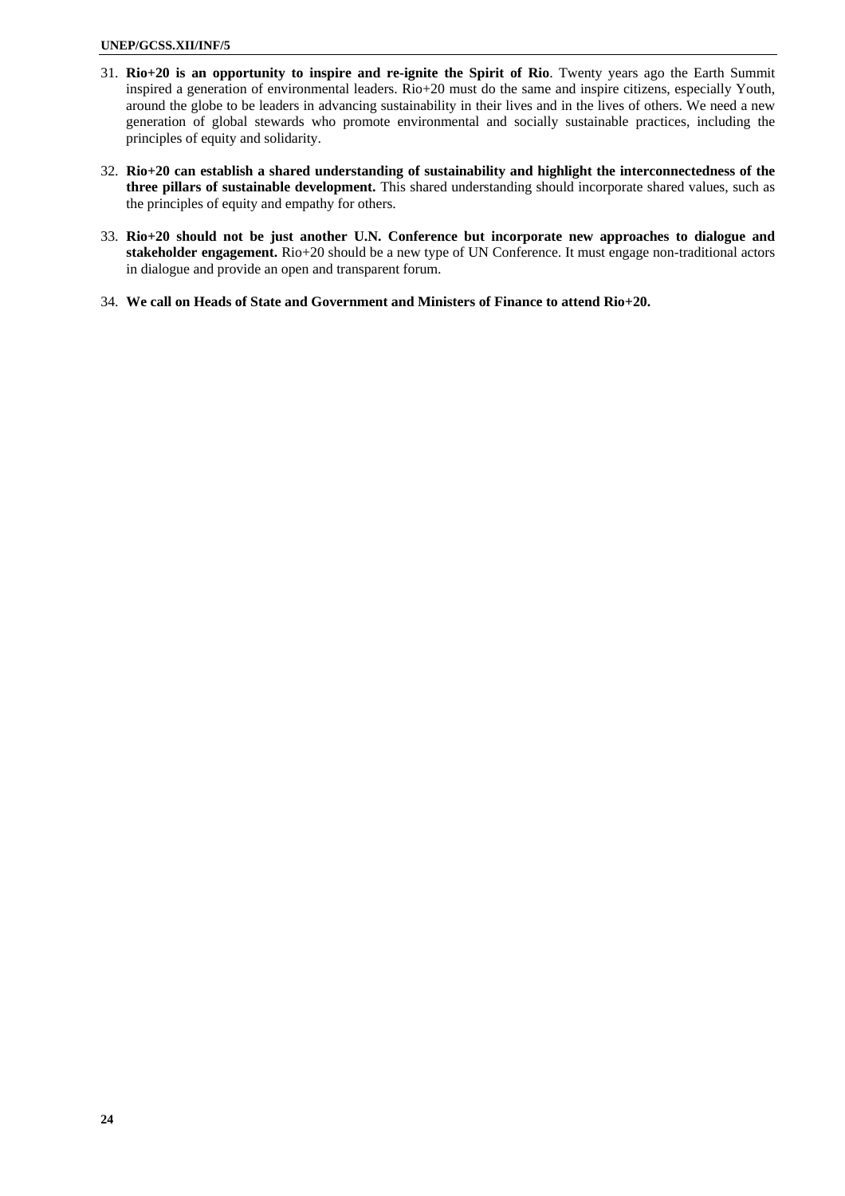31. **Rio+20 is an opportunity to inspire and re-ignite the Spirit of Rio**. Twenty years ago the Earth Summit inspired a generation of environmental leaders. Rio+20 must do the same and inspire citizens, especially Youth, around the globe to be leaders in advancing sustainability in their lives and in the lives of others. We need a new generation of global stewards who promote environmental and socially sustainable practices, including the principles of equity and solidarity.

32. **Rio+20 can establish a shared understanding of sustainability and highlight the interconnectedness of the three pillars of sustainable development.** This shared understanding should incorporate shared values, such as the principles of equity and empathy for others.

33. **Rio+20 should not be just another U.N. Conference but incorporate new approaches to dialogue and stakeholder engagement.** Rio+20 should be a new type of UN Conference. It must engage non-traditional actors in dialogue and provide an open and transparent forum.

34. **We call on Heads of State and Government and Ministers of Finance to attend Rio+20.**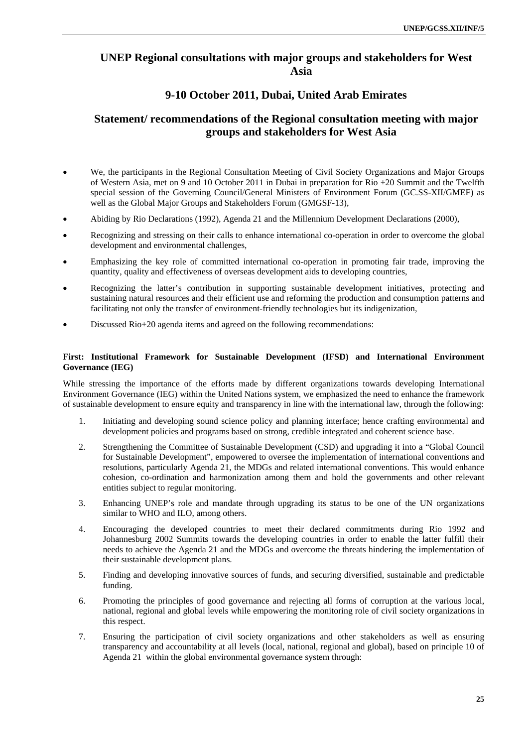## UNEP Regional consultations with major groups and stakeholders for West Asia

## 9-10 October 2011, Dubai, United Arab Emirates

## Statement/ recommendations of the Regional consultation meeting with major groups and stakeholders for West Asia

- We, the participants in the Regional Consultation Meeting of Civil Society Organizations and Major Groups of Western Asia, met on 9 and 10 October 2011 in Dubai in preparation for Rio +20 Summit and the Twelfth special session of the Governing Council/General Ministers of Environment Forum (GC.SS-XII/GMEF) as well as the Global Major Groups and Stakeholders Forum (GMGSF-13),
- Abiding by Rio Declarations (1992), Agenda 21 and the Millennium Development Declarations (2000),
- Recognizing and stressing on their calls to enhance international co-operation in order to overcome the global development and environmental challenges,
- Emphasizing the key role of committed international co-operation in promoting fair trade, improving the quantity, quality and effectiveness of overseas development aids to developing countries,
- Recognizing the latter's contribution in supporting sustainable development initiatives, protecting and sustaining natural resources and their efficient use and reforming the production and consumption patterns and facilitating not only the transfer of environment-friendly technologies but its indigenization,
- Discussed Rio+20 agenda items and agreed on the following recommendations:

**First: Institutional Framework for Sustainable Development (IFSD) and International Environment Governance (IEG)**

While stressing the importance of the efforts made by different organizations towards developing International Environment Governance (IEG) within the United Nations system, we emphasized the need to enhance the framework of sustainable development to ensure equity and transparency in line with the international law, through the following:

1. Initiating and developing sound science policy and planning interface; hence crafting environmental and development policies and programs based on strong, credible integrated and coherent science base.
2. Strengthening the Committee of Sustainable Development (CSD) and upgrading it into a "Global Council for Sustainable Development", empowered to oversee the implementation of international conventions and resolutions, particularly Agenda 21, the MDGs and related international conventions. This would enhance cohesion, co-ordination and harmonization among them and hold the governments and other relevant entities subject to regular monitoring.
3. Enhancing UNEP's role and mandate through upgrading its status to be one of the UN organizations similar to WHO and ILO, among others.
4. Encouraging the developed countries to meet their declared commitments during Rio 1992 and Johannesburg 2002 Summits towards the developing countries in order to enable the latter fulfill their needs to achieve the Agenda 21 and the MDGs and overcome the threats hindering the implementation of their sustainable development plans.
5. Finding and developing innovative sources of funds, and securing diversified, sustainable and predictable funding.
6. Promoting the principles of good governance and rejecting all forms of corruption at the various local, national, regional and global levels while empowering the monitoring role of civil society organizations in this respect.
7. Ensuring the participation of civil society organizations and other stakeholders as well as ensuring transparency and accountability at all levels (local, national, regional and global), based on principle 10 of Agenda 21 within the global environmental governance system through: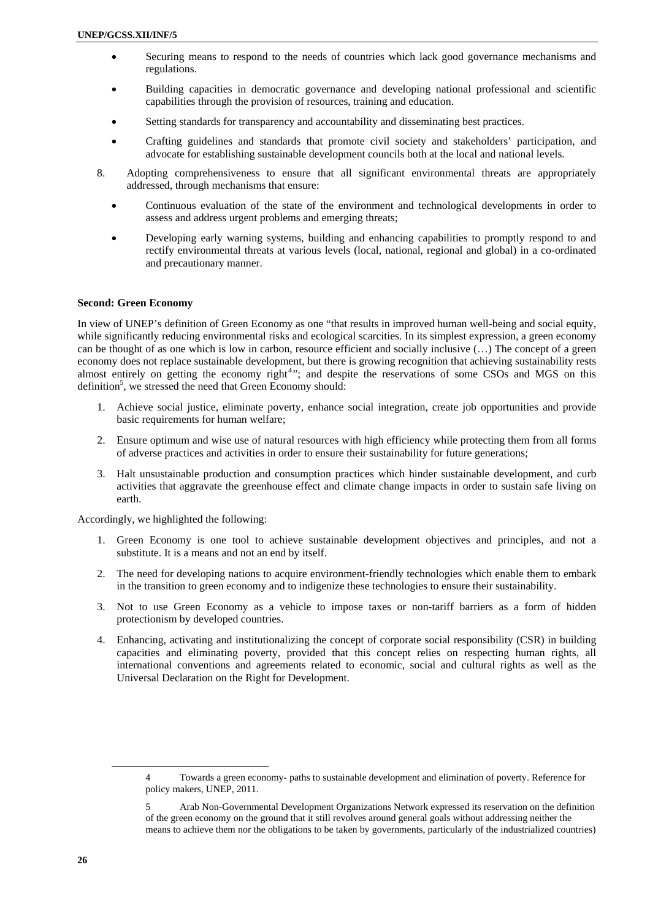- Securing means to respond to the needs of countries which lack good governance mechanisms and regulations.
- Building capacities in democratic governance and developing national professional and scientific capabilities through the provision of resources, training and education.
- Setting standards for transparency and accountability and disseminating best practices.
- Crafting guidelines and standards that promote civil society and stakeholders' participation, and advocate for establishing sustainable development councils both at the local and national levels.

8. Adopting comprehensiveness to ensure that all significant environmental threats are appropriately addressed, through mechanisms that ensure:
   - Continuous evaluation of the state of the environment and technological developments in order to assess and address urgent problems and emerging threats;
   - Developing early warning systems, building and enhancing capabilities to promptly respond to and rectify environmental threats at various levels (local, national, regional and global) in a co-ordinated and precautionary manner.

**Second: Green Economy**

In view of UNEP's definition of Green Economy as one "that results in improved human well-being and social equity, while significantly reducing environmental risks and ecological scarcities. In its simplest expression, a green economy can be thought of as one which is low in carbon, resource efficient and socially inclusive (…) The concept of a green economy does not replace sustainable development, but there is growing recognition that achieving sustainability rests almost entirely on getting the economy right[4]"; and despite the reservations of some CSOs and MGS on this definition[5], we stressed the need that Green Economy should:

1. Achieve social justice, eliminate poverty, enhance social integration, create job opportunities and provide basic requirements for human welfare;
2. Ensure optimum and wise use of natural resources with high efficiency while protecting them from all forms of adverse practices and activities in order to ensure their sustainability for future generations;
3. Halt unsustainable production and consumption practices which hinder sustainable development, and curb activities that aggravate the greenhouse effect and climate change impacts in order to sustain safe living on earth.

Accordingly, we highlighted the following:

1. Green Economy is one tool to achieve sustainable development objectives and principles, and not a substitute. It is a means and not an end by itself.
2. The need for developing nations to acquire environment-friendly technologies which enable them to embark in the transition to green economy and to indigenize these technologies to ensure their sustainability.
3. Not to use Green Economy as a vehicle to impose taxes or non-tariff barriers as a form of hidden protectionism by developed countries.
4. Enhancing, activating and institutionalizing the concept of corporate social responsibility (CSR) in building capacities and eliminating poverty, provided that this concept relies on respecting human rights, all international conventions and agreements related to economic, social and cultural rights as well as the Universal Declaration on the Right for Development.

---

4 Towards a green economy- paths to sustainable development and elimination of poverty. Reference for policy makers, UNEP, 2011.

5 Arab Non-Governmental Development Organizations Network expressed its reservation on the definition of the green economy on the ground that it still revolves around general goals without addressing neither the means to achieve them nor the obligations to be taken by governments, particularly of the industrialized countries)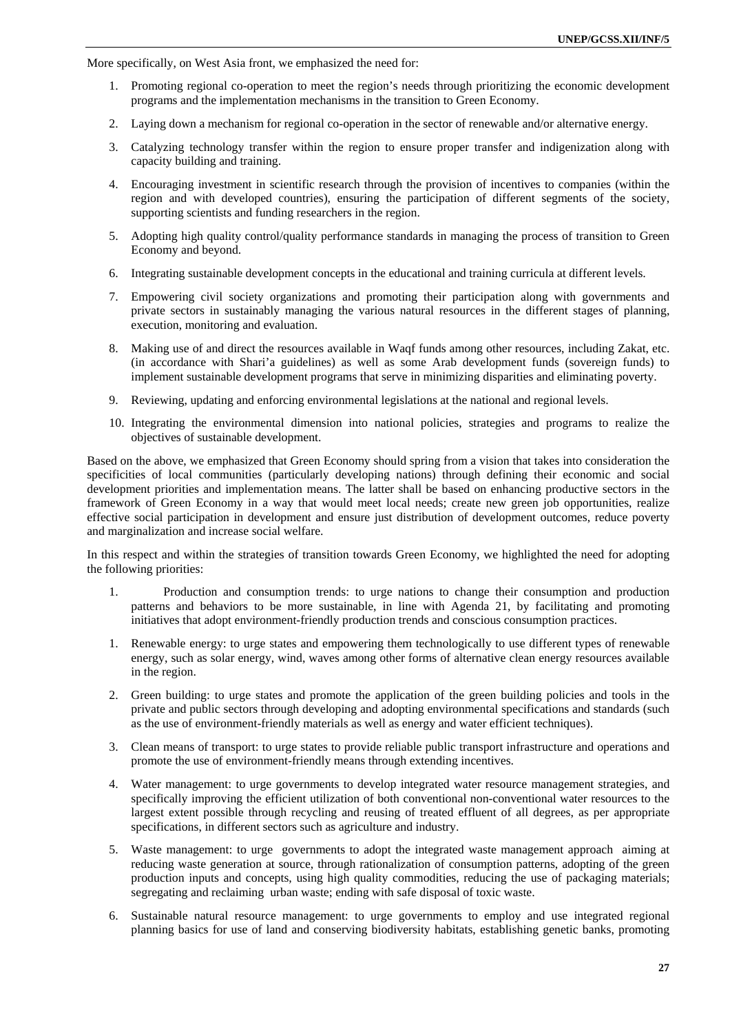More specifically, on West Asia front, we emphasized the need for:

1. Promoting regional co-operation to meet the region's needs through prioritizing the economic development programs and the implementation mechanisms in the transition to Green Economy.

2. Laying down a mechanism for regional co-operation in the sector of renewable and/or alternative energy.

3. Catalyzing technology transfer within the region to ensure proper transfer and indigenization along with capacity building and training.

4. Encouraging investment in scientific research through the provision of incentives to companies (within the region and with developed countries), ensuring the participation of different segments of the society, supporting scientists and funding researchers in the region.

5. Adopting high quality control/quality performance standards in managing the process of transition to Green Economy and beyond.

6. Integrating sustainable development concepts in the educational and training curricula at different levels.

7. Empowering civil society organizations and promoting their participation along with governments and private sectors in sustainably managing the various natural resources in the different stages of planning, execution, monitoring and evaluation.

8. Making use of and direct the resources available in Waqf funds among other resources, including Zakat, etc. (in accordance with Shari'a guidelines) as well as some Arab development funds (sovereign funds) to implement sustainable development programs that serve in minimizing disparities and eliminating poverty.

9. Reviewing, updating and enforcing environmental legislations at the national and regional levels.

10. Integrating the environmental dimension into national policies, strategies and programs to realize the objectives of sustainable development.

Based on the above, we emphasized that Green Economy should spring from a vision that takes into consideration the specificities of local communities (particularly developing nations) through defining their economic and social development priorities and implementation means. The latter shall be based on enhancing productive sectors in the framework of Green Economy in a way that would meet local needs; create new green job opportunities, realize effective social participation in development and ensure just distribution of development outcomes, reduce poverty and marginalization and increase social welfare.

In this respect and within the strategies of transition towards Green Economy, we highlighted the need for adopting the following priorities:

1. Production and consumption trends: to urge nations to change their consumption and production patterns and behaviors to be more sustainable, in line with Agenda 21, by facilitating and promoting initiatives that adopt environment-friendly production trends and conscious consumption practices.

1. Renewable energy: to urge states and empowering them technologically to use different types of renewable energy, such as solar energy, wind, waves among other forms of alternative clean energy resources available in the region.

2. Green building: to urge states and promote the application of the green building policies and tools in the private and public sectors through developing and adopting environmental specifications and standards (such as the use of environment-friendly materials as well as energy and water efficient techniques).

3. Clean means of transport: to urge states to provide reliable public transport infrastructure and operations and promote the use of environment-friendly means through extending incentives.

4. Water management: to urge governments to develop integrated water resource management strategies, and specifically improving the efficient utilization of both conventional non-conventional water resources to the largest extent possible through recycling and reusing of treated effluent of all degrees, as per appropriate specifications, in different sectors such as agriculture and industry.

5. Waste management: to urge governments to adopt the integrated waste management approach aiming at reducing waste generation at source, through rationalization of consumption patterns, adopting of the green production inputs and concepts, using high quality commodities, reducing the use of packaging materials; segregating and reclaiming urban waste; ending with safe disposal of toxic waste.

6. Sustainable natural resource management: to urge governments to employ and use integrated regional planning basics for use of land and conserving biodiversity habitats, establishing genetic banks, promoting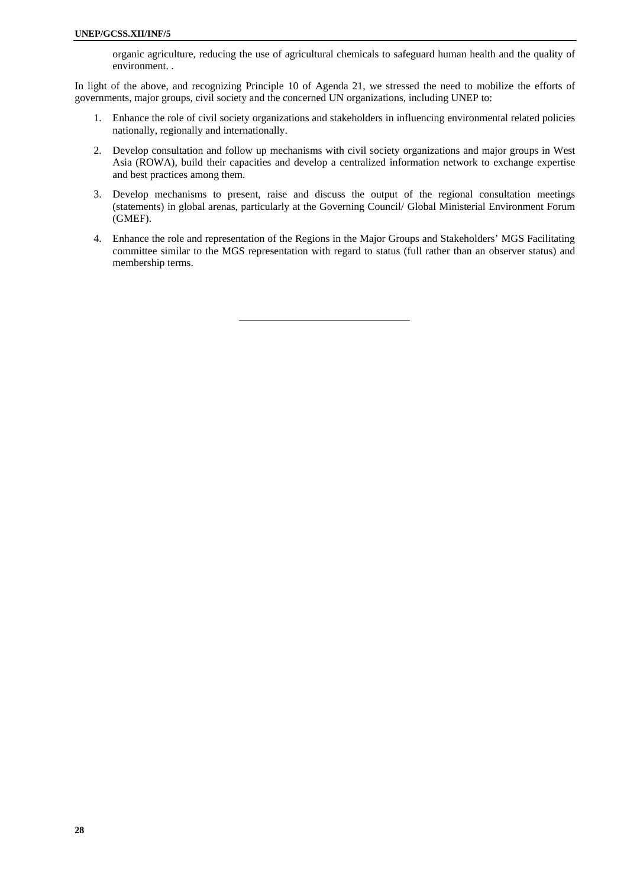organic agriculture, reducing the use of agricultural chemicals to safeguard human health and the quality of environment. .

In light of the above, and recognizing Principle 10 of Agenda 21, we stressed the need to mobilize the efforts of governments, major groups, civil society and the concerned UN organizations, including UNEP to:

1. Enhance the role of civil society organizations and stakeholders in influencing environmental related policies nationally, regionally and internationally.
2. Develop consultation and follow up mechanisms with civil society organizations and major groups in West Asia (ROWA), build their capacities and develop a centralized information network to exchange expertise and best practices among them.
3. Develop mechanisms to present, raise and discuss the output of the regional consultation meetings (statements) in global arenas, particularly at the Governing Council/ Global Ministerial Environment Forum (GMEF).
4. Enhance the role and representation of the Regions in the Major Groups and Stakeholders' MGS Facilitating committee similar to the MGS representation with regard to status (full rather than an observer status) and membership terms.